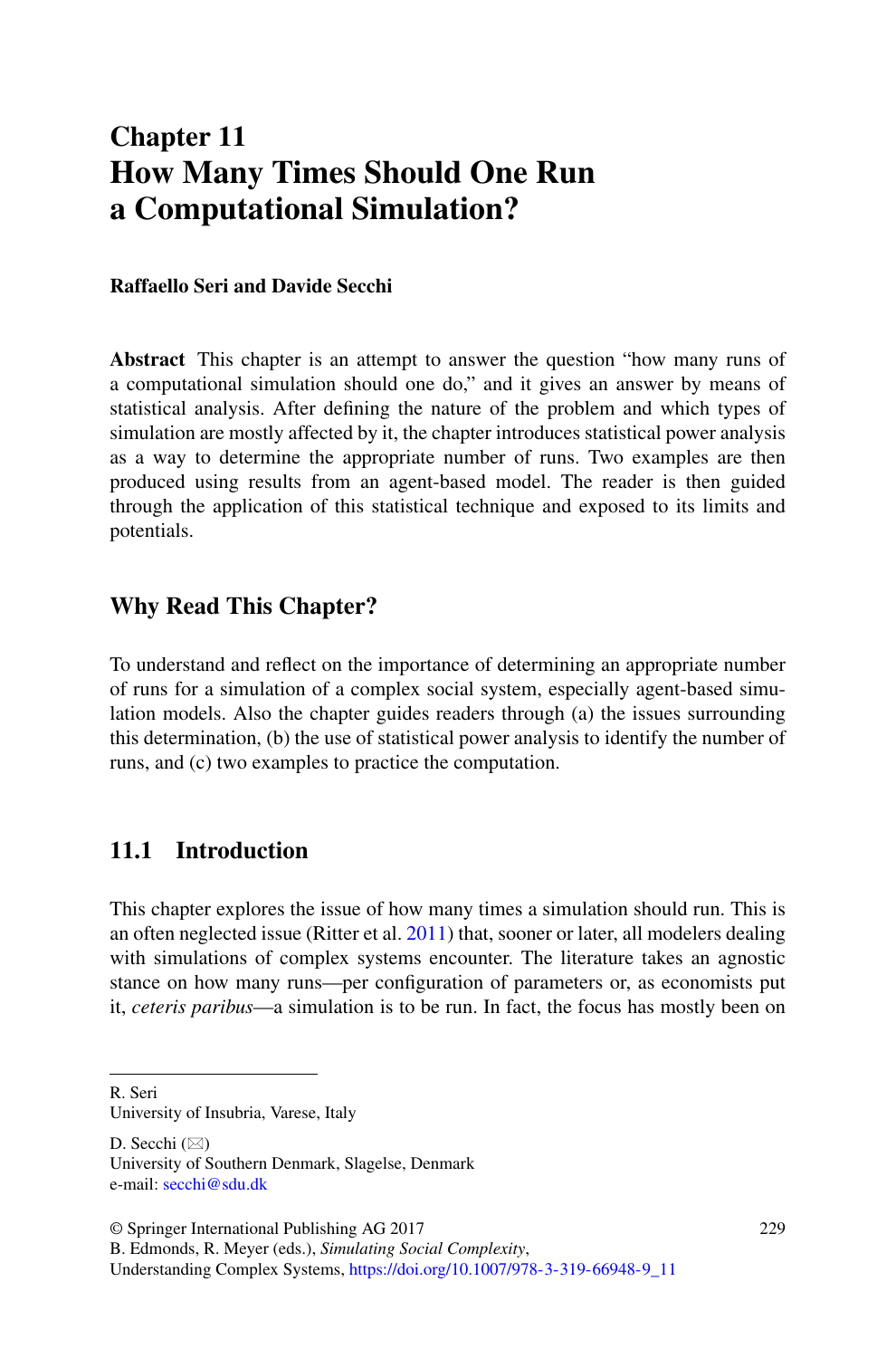# Chapter 11
# How Many Times Should One Run a Computational Simulation?

**Raffaello Seri and Davide Secchi**

**Abstract** This chapter is an attempt to answer the question "how many runs of a computational simulation should one do," and it gives an answer by means of statistical analysis. After defining the nature of the problem and which types of simulation are mostly affected by it, the chapter introduces statistical power analysis as a way to determine the appropriate number of runs. Two examples are then produced using results from an agent-based model. The reader is then guided through the application of this statistical technique and exposed to its limits and potentials.

## Why Read This Chapter?

To understand and reflect on the importance of determining an appropriate number of runs for a simulation of a complex social system, especially agent-based simulation models. Also the chapter guides readers through (a) the issues surrounding this determination, (b) the use of statistical power analysis to identify the number of runs, and (c) two examples to practice the computation.

## 11.1 Introduction

This chapter explores the issue of how many times a simulation should run. This is an often neglected issue (Ritter et al. 2011) that, sooner or later, all modelers dealing with simulations of complex systems encounter. The literature takes an agnostic stance on how many runs—per configuration of parameters or, as economists put it, *ceteris paribus*—a simulation is to be run. In fact, the focus has mostly been on

---

R. Seri
University of Insubria, Varese, Italy

D. Secchi (✉)
University of Southern Denmark, Slagelse, Denmark
e-mail: secchi@sdu.dk

© Springer International Publishing AG 2017
B. Edmonds, R. Meyer (eds.), *Simulating Social Complexity*,
Understanding Complex Systems, https://doi.org/10.1007/978-3-319-66948-9_11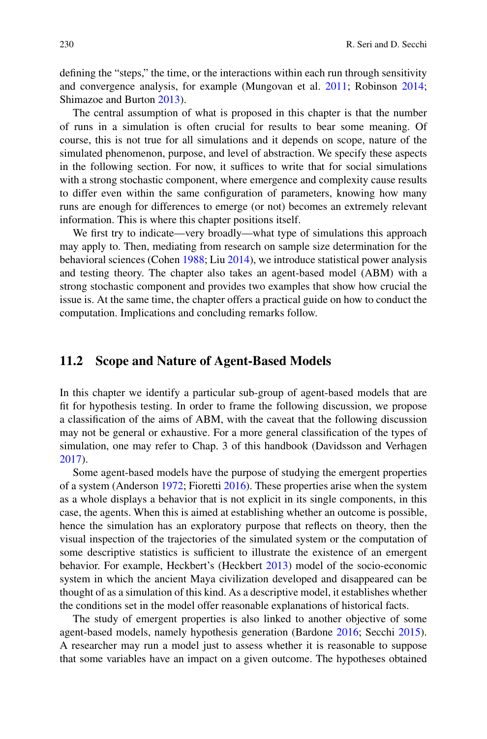defining the "steps," the time, or the interactions within each run through sensitivity and convergence analysis, for example (Mungovan et al. 2011; Robinson 2014; Shimazoe and Burton 2013).

The central assumption of what is proposed in this chapter is that the number of runs in a simulation is often crucial for results to bear some meaning. Of course, this is not true for all simulations and it depends on scope, nature of the simulated phenomenon, purpose, and level of abstraction. We specify these aspects in the following section. For now, it suffices to write that for social simulations with a strong stochastic component, where emergence and complexity cause results to differ even within the same configuration of parameters, knowing how many runs are enough for differences to emerge (or not) becomes an extremely relevant information. This is where this chapter positions itself.

We first try to indicate—very broadly—what type of simulations this approach may apply to. Then, mediating from research on sample size determination for the behavioral sciences (Cohen 1988; Liu 2014), we introduce statistical power analysis and testing theory. The chapter also takes an agent-based model (ABM) with a strong stochastic component and provides two examples that show how crucial the issue is. At the same time, the chapter offers a practical guide on how to conduct the computation. Implications and concluding remarks follow.

## 11.2 Scope and Nature of Agent-Based Models

In this chapter we identify a particular sub-group of agent-based models that are fit for hypothesis testing. In order to frame the following discussion, we propose a classification of the aims of ABM, with the caveat that the following discussion may not be general or exhaustive. For a more general classification of the types of simulation, one may refer to Chap. 3 of this handbook (Davidsson and Verhagen 2017).

Some agent-based models have the purpose of studying the emergent properties of a system (Anderson 1972; Fioretti 2016). These properties arise when the system as a whole displays a behavior that is not explicit in its single components, in this case, the agents. When this is aimed at establishing whether an outcome is possible, hence the simulation has an exploratory purpose that reflects on theory, then the visual inspection of the trajectories of the simulated system or the computation of some descriptive statistics is sufficient to illustrate the existence of an emergent behavior. For example, Heckbert's (Heckbert 2013) model of the socio-economic system in which the ancient Maya civilization developed and disappeared can be thought of as a simulation of this kind. As a descriptive model, it establishes whether the conditions set in the model offer reasonable explanations of historical facts.

The study of emergent properties is also linked to another objective of some agent-based models, namely hypothesis generation (Bardone 2016; Secchi 2015). A researcher may run a model just to assess whether it is reasonable to suppose that some variables have an impact on a given outcome. The hypotheses obtained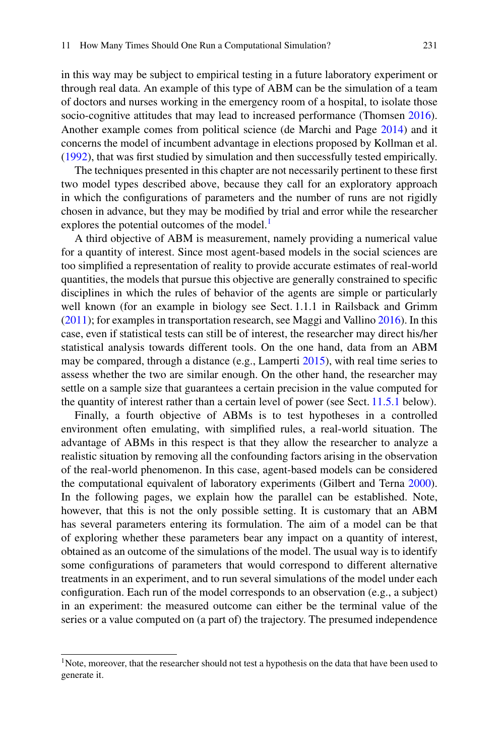in this way may be subject to empirical testing in a future laboratory experiment or through real data. An example of this type of ABM can be the simulation of a team of doctors and nurses working in the emergency room of a hospital, to isolate those socio-cognitive attitudes that may lead to increased performance (Thomsen 2016). Another example comes from political science (de Marchi and Page 2014) and it concerns the model of incumbent advantage in elections proposed by Kollman et al. (1992), that was first studied by simulation and then successfully tested empirically.

The techniques presented in this chapter are not necessarily pertinent to these first two model types described above, because they call for an exploratory approach in which the configurations of parameters and the number of runs are not rigidly chosen in advance, but they may be modified by trial and error while the researcher explores the potential outcomes of the model.[1]

A third objective of ABM is measurement, namely providing a numerical value for a quantity of interest. Since most agent-based models in the social sciences are too simplified a representation of reality to provide accurate estimates of real-world quantities, the models that pursue this objective are generally constrained to specific disciplines in which the rules of behavior of the agents are simple or particularly well known (for an example in biology see Sect. 1.1.1 in Railsback and Grimm (2011); for examples in transportation research, see Maggi and Vallino 2016). In this case, even if statistical tests can still be of interest, the researcher may direct his/her statistical analysis towards different tools. On the one hand, data from an ABM may be compared, through a distance (e.g., Lamperti 2015), with real time series to assess whether the two are similar enough. On the other hand, the researcher may settle on a sample size that guarantees a certain precision in the value computed for the quantity of interest rather than a certain level of power (see Sect. 11.5.1 below).

Finally, a fourth objective of ABMs is to test hypotheses in a controlled environment often emulating, with simplified rules, a real-world situation. The advantage of ABMs in this respect is that they allow the researcher to analyze a realistic situation by removing all the confounding factors arising in the observation of the real-world phenomenon. In this case, agent-based models can be considered the computational equivalent of laboratory experiments (Gilbert and Terna 2000). In the following pages, we explain how the parallel can be established. Note, however, that this is not the only possible setting. It is customary that an ABM has several parameters entering its formulation. The aim of a model can be that of exploring whether these parameters bear any impact on a quantity of interest, obtained as an outcome of the simulations of the model. The usual way is to identify some configurations of parameters that would correspond to different alternative treatments in an experiment, and to run several simulations of the model under each configuration. Each run of the model corresponds to an observation (e.g., a subject) in an experiment: the measured outcome can either be the terminal value of the series or a value computed on (a part of) the trajectory. The presumed independence

---

[1]Note, moreover, that the researcher should not test a hypothesis on the data that have been used to generate it.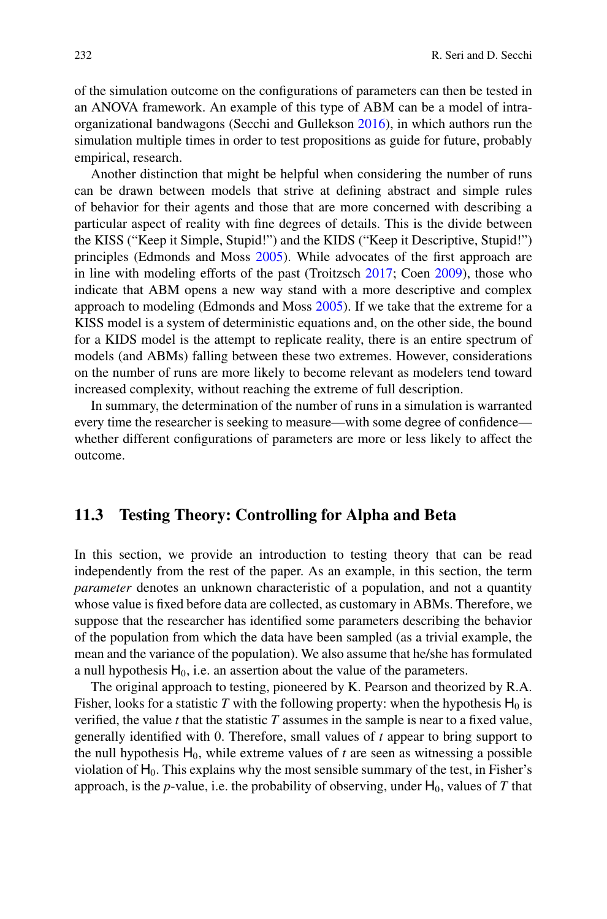of the simulation outcome on the configurations of parameters can then be tested in an ANOVA framework. An example of this type of ABM can be a model of intra-organizational bandwagons (Secchi and Gullekson 2016), in which authors run the simulation multiple times in order to test propositions as guide for future, probably empirical, research.

Another distinction that might be helpful when considering the number of runs can be drawn between models that strive at defining abstract and simple rules of behavior for their agents and those that are more concerned with describing a particular aspect of reality with fine degrees of details. This is the divide between the KISS ("Keep it Simple, Stupid!") and the KIDS ("Keep it Descriptive, Stupid!") principles (Edmonds and Moss 2005). While advocates of the first approach are in line with modeling efforts of the past (Troitzsch 2017; Coen 2009), those who indicate that ABM opens a new way stand with a more descriptive and complex approach to modeling (Edmonds and Moss 2005). If we take that the extreme for a KISS model is a system of deterministic equations and, on the other side, the bound for a KIDS model is the attempt to replicate reality, there is an entire spectrum of models (and ABMs) falling between these two extremes. However, considerations on the number of runs are more likely to become relevant as modelers tend toward increased complexity, without reaching the extreme of full description.

In summary, the determination of the number of runs in a simulation is warranted every time the researcher is seeking to measure—with some degree of confidence—whether different configurations of parameters are more or less likely to affect the outcome.

## 11.3 Testing Theory: Controlling for Alpha and Beta

In this section, we provide an introduction to testing theory that can be read independently from the rest of the paper. As an example, in this section, the term *parameter* denotes an unknown characteristic of a population, and not a quantity whose value is fixed before data are collected, as customary in ABMs. Therefore, we suppose that the researcher has identified some parameters describing the behavior of the population from which the data have been sampled (as a trivial example, the mean and the variance of the population). We also assume that he/she has formulated a null hypothesis $\mathsf{H}_0$, i.e. an assertion about the value of the parameters.

The original approach to testing, pioneered by K. Pearson and theorized by R.A. Fisher, looks for a statistic $T$ with the following property: when the hypothesis $\mathsf{H}_0$ is verified, the value $t$ that the statistic $T$ assumes in the sample is near to a fixed value, generally identified with 0. Therefore, small values of $t$ appear to bring support to the null hypothesis $\mathsf{H}_0$, while extreme values of $t$ are seen as witnessing a possible violation of $\mathsf{H}_0$. This explains why the most sensible summary of the test, in Fisher's approach, is the $p$-value, i.e. the probability of observing, under $\mathsf{H}_0$, values of $T$ that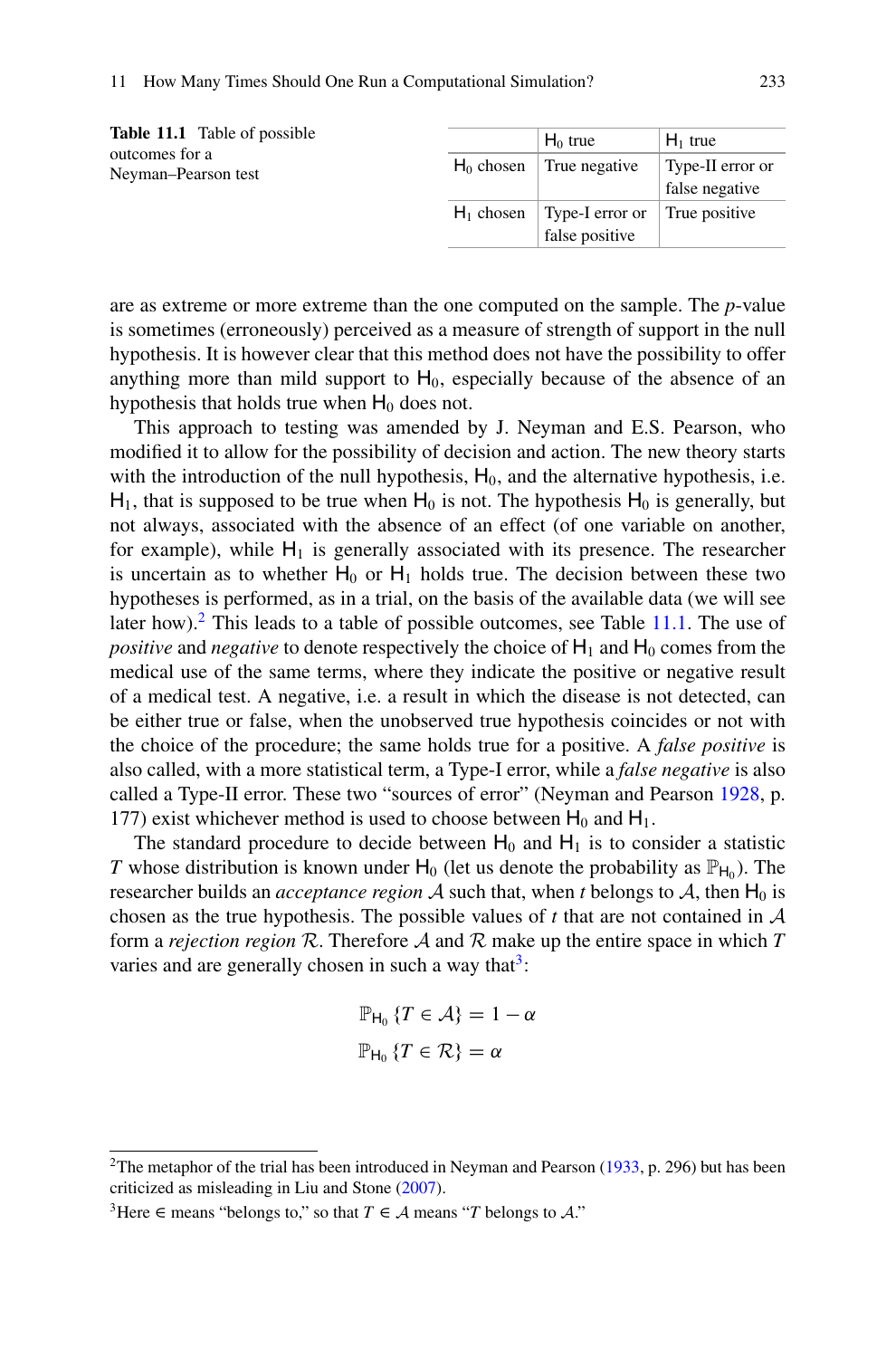**Table 11.1** Table of possible outcomes for a Neyman–Pearson test

| | $\mathsf{H}_0$ true | $\mathsf{H}_1$ true |
|---|---|---|
| $\mathsf{H}_0$ chosen | True negative | Type-II error or false negative |
| $\mathsf{H}_1$ chosen | Type-I error or false positive | True positive |

are as extreme or more extreme than the one computed on the sample. The *p*-value is sometimes (erroneously) perceived as a measure of strength of support in the null hypothesis. It is however clear that this method does not have the possibility to offer anything more than mild support to $\mathsf{H}_0$, especially because of the absence of an hypothesis that holds true when $\mathsf{H}_0$ does not.

This approach to testing was amended by J. Neyman and E.S. Pearson, who modified it to allow for the possibility of decision and action. The new theory starts with the introduction of the null hypothesis, $\mathsf{H}_0$, and the alternative hypothesis, i.e. $\mathsf{H}_1$, that is supposed to be true when $\mathsf{H}_0$ is not. The hypothesis $\mathsf{H}_0$ is generally, but not always, associated with the absence of an effect (of one variable on another, for example), while $\mathsf{H}_1$ is generally associated with its presence. The researcher is uncertain as to whether $\mathsf{H}_0$ or $\mathsf{H}_1$ holds true. The decision between these two hypotheses is performed, as in a trial, on the basis of the available data (we will see later how).[2] This leads to a table of possible outcomes, see Table 11.1. The use of *positive* and *negative* to denote respectively the choice of $\mathsf{H}_1$ and $\mathsf{H}_0$ comes from the medical use of the same terms, where they indicate the positive or negative result of a medical test. A negative, i.e. a result in which the disease is not detected, can be either true or false, when the unobserved true hypothesis coincides or not with the choice of the procedure; the same holds true for a positive. A *false positive* is also called, with a more statistical term, a Type-I error, while a *false negative* is also called a Type-II error. These two "sources of error" (Neyman and Pearson 1928, p. 177) exist whichever method is used to choose between $\mathsf{H}_0$ and $\mathsf{H}_1$.

The standard procedure to decide between $\mathsf{H}_0$ and $\mathsf{H}_1$ is to consider a statistic $T$ whose distribution is known under $\mathsf{H}_0$ (let us denote the probability as $\mathbb{P}_{\mathsf{H}_0}$). The researcher builds an *acceptance region* $\mathcal{A}$ such that, when $t$ belongs to $\mathcal{A}$, then $\mathsf{H}_0$ is chosen as the true hypothesis. The possible values of $t$ that are not contained in $\mathcal{A}$ form a *rejection region* $\mathcal{R}$. Therefore $\mathcal{A}$ and $\mathcal{R}$ make up the entire space in which $T$ varies and are generally chosen in such a way that[3]:

$$\mathbb{P}_{\mathsf{H}_0}\{T \in \mathcal{A}\} = 1 - \alpha$$

$$\mathbb{P}_{\mathsf{H}_0}\{T \in \mathcal{R}\} = \alpha$$

---

[2] The metaphor of the trial has been introduced in Neyman and Pearson (1933, p. 296) but has been criticized as misleading in Liu and Stone (2007).

[3] Here $\in$ means "belongs to," so that $T \in \mathcal{A}$ means "$T$ belongs to $\mathcal{A}$."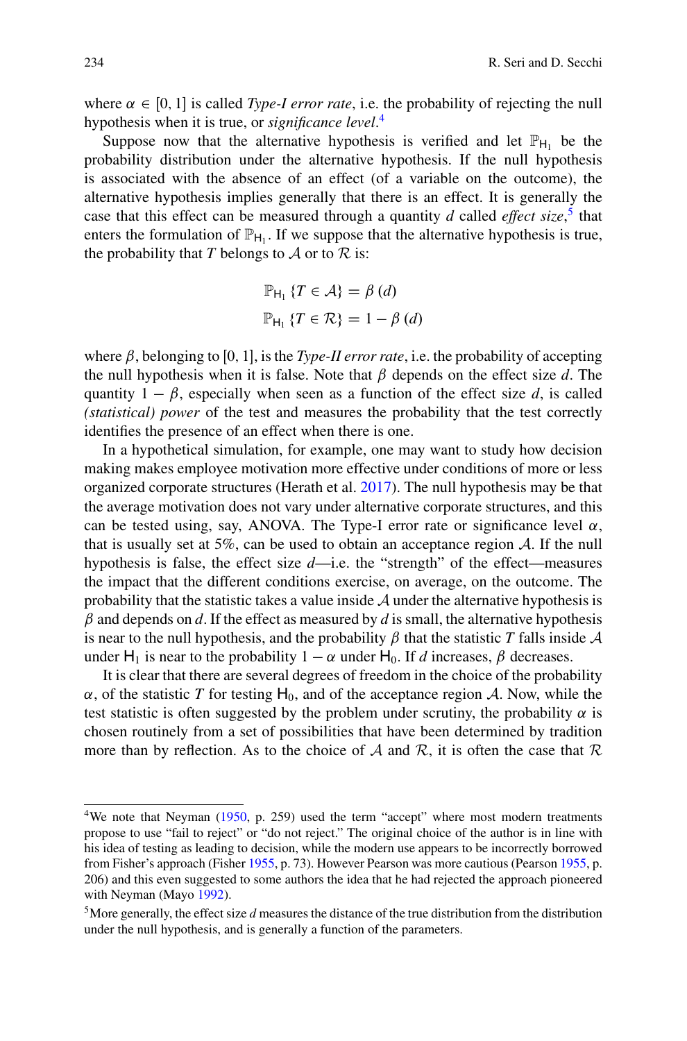where $\alpha \in [0, 1]$ is called *Type-I error rate*, i.e. the probability of rejecting the null hypothesis when it is true, or *significance level*.[4]

Suppose now that the alternative hypothesis is verified and let $\mathbb{P}_{\mathsf{H}_1}$ be the probability distribution under the alternative hypothesis. If the null hypothesis is associated with the absence of an effect (of a variable on the outcome), the alternative hypothesis implies generally that there is an effect. It is generally the case that this effect can be measured through a quantity $d$ called *effect size*,[5] that enters the formulation of $\mathbb{P}_{\mathsf{H}_1}$. If we suppose that the alternative hypothesis is true, the probability that $T$ belongs to $\mathcal{A}$ or to $\mathcal{R}$ is:

$$\mathbb{P}_{\mathsf{H}_1}\{T \in \mathcal{A}\} = \beta(d)$$

$$\mathbb{P}_{\mathsf{H}_1}\{T \in \mathcal{R}\} = 1 - \beta(d)$$

where $\beta$, belonging to $[0, 1]$, is the *Type-II error rate*, i.e. the probability of accepting the null hypothesis when it is false. Note that $\beta$ depends on the effect size $d$. The quantity $1 - \beta$, especially when seen as a function of the effect size $d$, is called *(statistical) power* of the test and measures the probability that the test correctly identifies the presence of an effect when there is one.

In a hypothetical simulation, for example, one may want to study how decision making makes employee motivation more effective under conditions of more or less organized corporate structures (Herath et al. 2017). The null hypothesis may be that the average motivation does not vary under alternative corporate structures, and this can be tested using, say, ANOVA. The Type-I error rate or significance level $\alpha$, that is usually set at 5%, can be used to obtain an acceptance region $\mathcal{A}$. If the null hypothesis is false, the effect size $d$—i.e. the "strength" of the effect—measures the impact that the different conditions exercise, on average, on the outcome. The probability that the statistic takes a value inside $\mathcal{A}$ under the alternative hypothesis is $\beta$ and depends on $d$. If the effect as measured by $d$ is small, the alternative hypothesis is near to the null hypothesis, and the probability $\beta$ that the statistic $T$ falls inside $\mathcal{A}$ under $\mathsf{H}_1$ is near to the probability $1 - \alpha$ under $\mathsf{H}_0$. If $d$ increases, $\beta$ decreases.

It is clear that there are several degrees of freedom in the choice of the probability $\alpha$, of the statistic $T$ for testing $\mathsf{H}_0$, and of the acceptance region $\mathcal{A}$. Now, while the test statistic is often suggested by the problem under scrutiny, the probability $\alpha$ is chosen routinely from a set of possibilities that have been determined by tradition more than by reflection. As to the choice of $\mathcal{A}$ and $\mathcal{R}$, it is often the case that $\mathcal{R}$

---

[4]We note that Neyman (1950, p. 259) used the term "accept" where most modern treatments propose to use "fail to reject" or "do not reject." The original choice of the author is in line with his idea of testing as leading to decision, while the modern use appears to be incorrectly borrowed from Fisher's approach (Fisher 1955, p. 73). However Pearson was more cautious (Pearson 1955, p. 206) and this even suggested to some authors the idea that he had rejected the approach pioneered with Neyman (Mayo 1992).

[5]More generally, the effect size $d$ measures the distance of the true distribution from the distribution under the null hypothesis, and is generally a function of the parameters.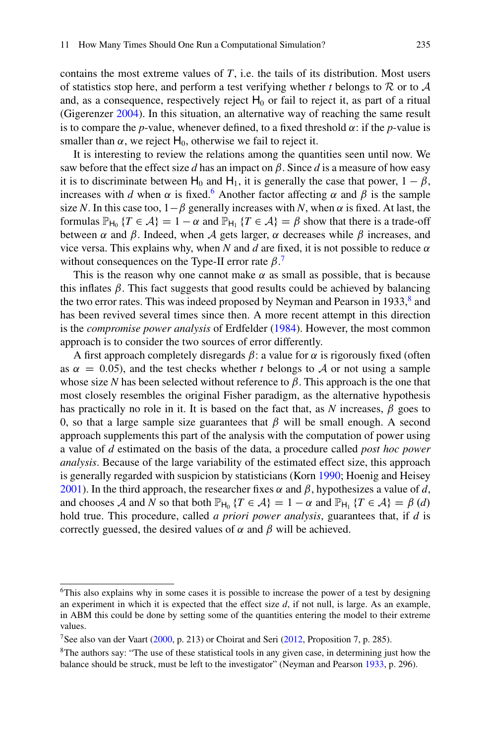contains the most extreme values of $T$, i.e. the tails of its distribution. Most users of statistics stop here, and perform a test verifying whether $t$ belongs to $\mathcal{R}$ or to $\mathcal{A}$ and, as a consequence, respectively reject $\mathsf{H}_0$ or fail to reject it, as part of a ritual (Gigerenzer 2004). In this situation, an alternative way of reaching the same result is to compare the $p$-value, whenever defined, to a fixed threshold $\alpha$: if the $p$-value is smaller than $\alpha$, we reject $\mathsf{H}_0$, otherwise we fail to reject it.

It is interesting to review the relations among the quantities seen until now. We saw before that the effect size $d$ has an impact on $\beta$. Since $d$ is a measure of how easy it is to discriminate between $\mathsf{H}_0$ and $\mathsf{H}_1$, it is generally the case that power, $1-\beta$, increases with $d$ when $\alpha$ is fixed.[6] Another factor affecting $\alpha$ and $\beta$ is the sample size $N$. In this case too, $1-\beta$ generally increases with $N$, when $\alpha$ is fixed. At last, the formulas $\mathbb{P}_{\mathsf{H}_0}\{T \in \mathcal{A}\} = 1-\alpha$ and $\mathbb{P}_{\mathsf{H}_1}\{T \in \mathcal{A}\} = \beta$ show that there is a trade-off between $\alpha$ and $\beta$. Indeed, when $\mathcal{A}$ gets larger, $\alpha$ decreases while $\beta$ increases, and vice versa. This explains why, when $N$ and $d$ are fixed, it is not possible to reduce $\alpha$ without consequences on the Type-II error rate $\beta$.[7]

This is the reason why one cannot make $\alpha$ as small as possible, that is because this inflates $\beta$. This fact suggests that good results could be achieved by balancing the two error rates. This was indeed proposed by Neyman and Pearson in 1933,[8] and has been revived several times since then. A more recent attempt in this direction is the *compromise power analysis* of Erdfelder (1984). However, the most common approach is to consider the two sources of error differently.

A first approach completely disregards $\beta$: a value for $\alpha$ is rigorously fixed (often as $\alpha = 0.05$), and the test checks whether $t$ belongs to $\mathcal{A}$ or not using a sample whose size $N$ has been selected without reference to $\beta$. This approach is the one that most closely resembles the original Fisher paradigm, as the alternative hypothesis has practically no role in it. It is based on the fact that, as $N$ increases, $\beta$ goes to 0, so that a large sample size guarantees that $\beta$ will be small enough. A second approach supplements this part of the analysis with the computation of power using a value of $d$ estimated on the basis of the data, a procedure called *post hoc power analysis*. Because of the large variability of the estimated effect size, this approach is generally regarded with suspicion by statisticians (Korn 1990; Hoenig and Heisey 2001). In the third approach, the researcher fixes $\alpha$ and $\beta$, hypothesizes a value of $d$, and chooses $\mathcal{A}$ and $N$ so that both $\mathbb{P}_{\mathsf{H}_0}\{T \in \mathcal{A}\} = 1-\alpha$ and $\mathbb{P}_{\mathsf{H}_1}\{T \in \mathcal{A}\} = \beta(d)$ hold true. This procedure, called *a priori power analysis*, guarantees that, if $d$ is correctly guessed, the desired values of $\alpha$ and $\beta$ will be achieved.

---

[6] This also explains why in some cases it is possible to increase the power of a test by designing an experiment in which it is expected that the effect size $d$, if not null, is large. As an example, in ABM this could be done by setting some of the quantities entering the model to their extreme values.

[7] See also van der Vaart (2000, p. 213) or Choirat and Seri (2012, Proposition 7, p. 285).

[8] The authors say: "The use of these statistical tools in any given case, in determining just how the balance should be struck, must be left to the investigator" (Neyman and Pearson 1933, p. 296).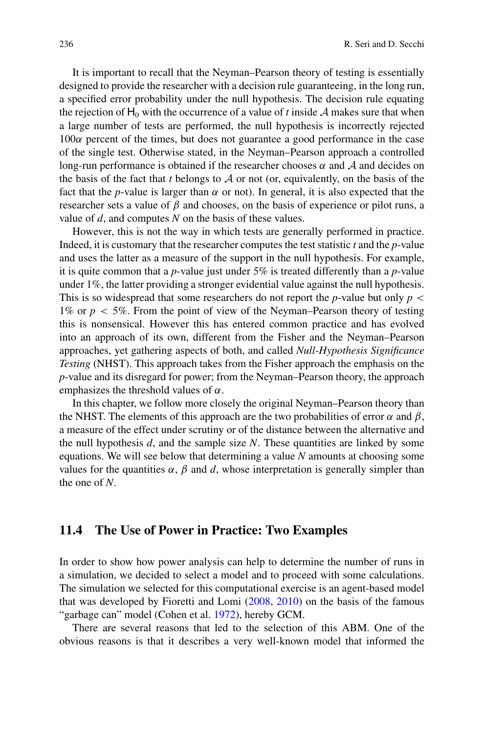It is important to recall that the Neyman–Pearson theory of testing is essentially designed to provide the researcher with a decision rule guaranteeing, in the long run, a specified error probability under the null hypothesis. The decision rule equating the rejection of $\mathsf{H}_0$ with the occurrence of a value of $t$ inside $\mathcal{A}$ makes sure that when a large number of tests are performed, the null hypothesis is incorrectly rejected $100\alpha$ percent of the times, but does not guarantee a good performance in the case of the single test. Otherwise stated, in the Neyman–Pearson approach a controlled long-run performance is obtained if the researcher chooses $\alpha$ and $\mathcal{A}$ and decides on the basis of the fact that $t$ belongs to $\mathcal{A}$ or not (or, equivalently, on the basis of the fact that the $p$-value is larger than $\alpha$ or not). In general, it is also expected that the researcher sets a value of $\beta$ and chooses, on the basis of experience or pilot runs, a value of $d$, and computes $N$ on the basis of these values.

However, this is not the way in which tests are generally performed in practice. Indeed, it is customary that the researcher computes the test statistic $t$ and the $p$-value and uses the latter as a measure of the support in the null hypothesis. For example, it is quite common that a $p$-value just under 5% is treated differently than a $p$-value under 1%, the latter providing a stronger evidential value against the null hypothesis. This is so widespread that some researchers do not report the $p$-value but only $p < 1\%$ or $p < 5\%$. From the point of view of the Neyman–Pearson theory of testing this is nonsensical. However this has entered common practice and has evolved into an approach of its own, different from the Fisher and the Neyman–Pearson approaches, yet gathering aspects of both, and called *Null-Hypothesis Significance Testing* (NHST). This approach takes from the Fisher approach the emphasis on the $p$-value and its disregard for power; from the Neyman–Pearson theory, the approach emphasizes the threshold values of $\alpha$.

In this chapter, we follow more closely the original Neyman–Pearson theory than the NHST. The elements of this approach are the two probabilities of error $\alpha$ and $\beta$, a measure of the effect under scrutiny or of the distance between the alternative and the null hypothesis $d$, and the sample size $N$. These quantities are linked by some equations. We will see below that determining a value $N$ amounts at choosing some values for the quantities $\alpha$, $\beta$ and $d$, whose interpretation is generally simpler than the one of $N$.

## 11.4 The Use of Power in Practice: Two Examples

In order to show how power analysis can help to determine the number of runs in a simulation, we decided to select a model and to proceed with some calculations. The simulation we selected for this computational exercise is an agent-based model that was developed by Fioretti and Lomi (2008, 2010) on the basis of the famous "garbage can" model (Cohen et al. 1972), hereby GCM.

There are several reasons that led to the selection of this ABM. One of the obvious reasons is that it describes a very well-known model that informed the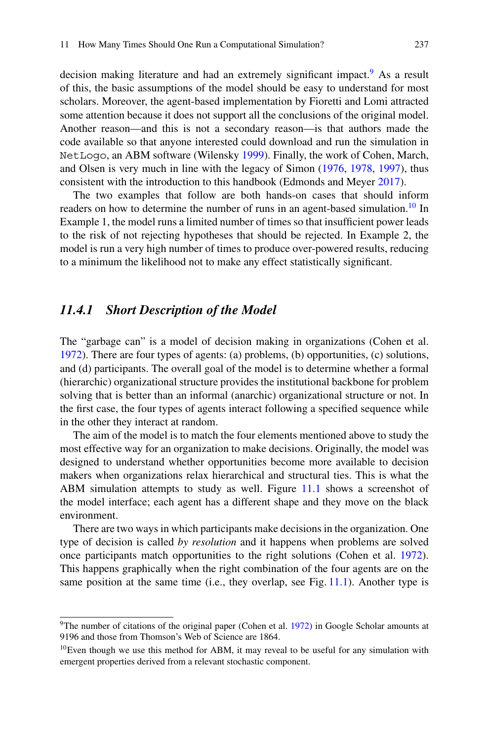decision making literature and had an extremely significant impact.[9] As a result of this, the basic assumptions of the model should be easy to understand for most scholars. Moreover, the agent-based implementation by Fioretti and Lomi attracted some attention because it does not support all the conclusions of the original model. Another reason—and this is not a secondary reason—is that authors made the code available so that anyone interested could download and run the simulation in NetLogo, an ABM software (Wilensky 1999). Finally, the work of Cohen, March, and Olsen is very much in line with the legacy of Simon (1976, 1978, 1997), thus consistent with the introduction to this handbook (Edmonds and Meyer 2017).

The two examples that follow are both hands-on cases that should inform readers on how to determine the number of runs in an agent-based simulation.[10] In Example 1, the model runs a limited number of times so that insufficient power leads to the risk of not rejecting hypotheses that should be rejected. In Example 2, the model is run a very high number of times to produce over-powered results, reducing to a minimum the likelihood not to make any effect statistically significant.

### *11.4.1 Short Description of the Model*

The "garbage can" is a model of decision making in organizations (Cohen et al. 1972). There are four types of agents: (a) problems, (b) opportunities, (c) solutions, and (d) participants. The overall goal of the model is to determine whether a formal (hierarchic) organizational structure provides the institutional backbone for problem solving that is better than an informal (anarchic) organizational structure or not. In the first case, the four types of agents interact following a specified sequence while in the other they interact at random.

The aim of the model is to match the four elements mentioned above to study the most effective way for an organization to make decisions. Originally, the model was designed to understand whether opportunities become more available to decision makers when organizations relax hierarchical and structural ties. This is what the ABM simulation attempts to study as well. Figure 11.1 shows a screenshot of the model interface; each agent has a different shape and they move on the black environment.

There are two ways in which participants make decisions in the organization. One type of decision is called *by resolution* and it happens when problems are solved once participants match opportunities to the right solutions (Cohen et al. 1972). This happens graphically when the right combination of the four agents are on the same position at the same time (i.e., they overlap, see Fig. 11.1). Another type is

[9]The number of citations of the original paper (Cohen et al. 1972) in Google Scholar amounts at 9196 and those from Thomson's Web of Science are 1864.

[10]Even though we use this method for ABM, it may reveal to be useful for any simulation with emergent properties derived from a relevant stochastic component.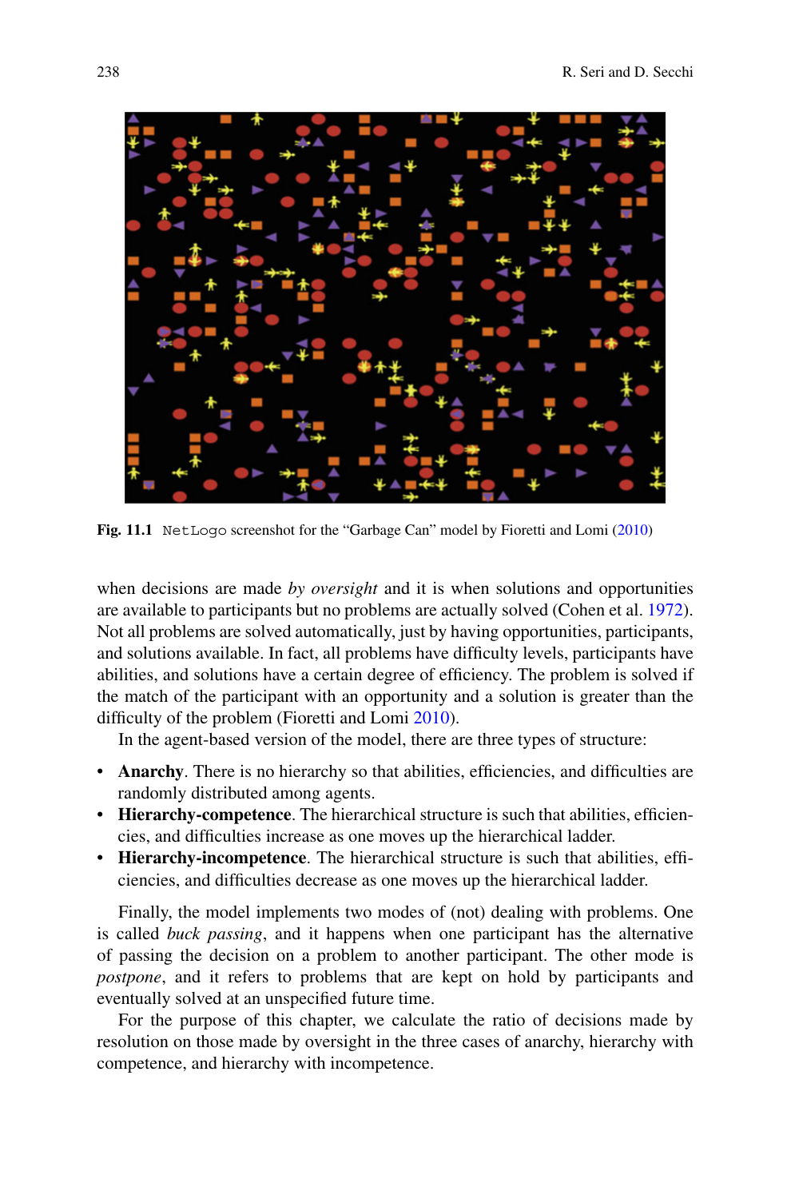**Fig. 11.1** `NetLogo` screenshot for the "Garbage Can" model by Fioretti and Lomi (2010)

when decisions are made *by oversight* and it is when solutions and opportunities are available to participants but no problems are actually solved (Cohen et al. 1972). Not all problems are solved automatically, just by having opportunities, participants, and solutions available. In fact, all problems have difficulty levels, participants have abilities, and solutions have a certain degree of efficiency. The problem is solved if the match of the participant with an opportunity and a solution is greater than the difficulty of the problem (Fioretti and Lomi 2010).

In the agent-based version of the model, there are three types of structure:

- **Anarchy**. There is no hierarchy so that abilities, efficiencies, and difficulties are randomly distributed among agents.
- **Hierarchy-competence**. The hierarchical structure is such that abilities, efficiencies, and difficulties increase as one moves up the hierarchical ladder.
- **Hierarchy-incompetence**. The hierarchical structure is such that abilities, efficiencies, and difficulties decrease as one moves up the hierarchical ladder.

Finally, the model implements two modes of (not) dealing with problems. One is called *buck passing*, and it happens when one participant has the alternative of passing the decision on a problem to another participant. The other mode is *postpone*, and it refers to problems that are kept on hold by participants and eventually solved at an unspecified future time.

For the purpose of this chapter, we calculate the ratio of decisions made by resolution on those made by oversight in the three cases of anarchy, hierarchy with competence, and hierarchy with incompetence.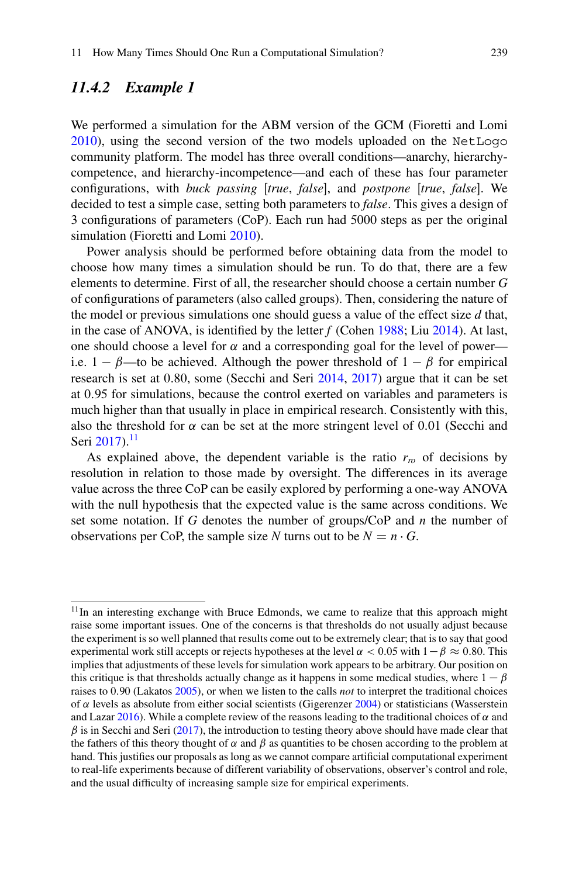### *11.4.2 Example 1*

We performed a simulation for the ABM version of the GCM (Fioretti and Lomi 2010), using the second version of the two models uploaded on the NetLogo community platform. The model has three overall conditions—anarchy, hierarchy-competence, and hierarchy-incompetence—and each of these has four parameter configurations, with *buck passing* [*true*, *false*], and *postpone* [*true*, *false*]. We decided to test a simple case, setting both parameters to *false*. This gives a design of 3 configurations of parameters (CoP). Each run had 5000 steps as per the original simulation (Fioretti and Lomi 2010).

Power analysis should be performed before obtaining data from the model to choose how many times a simulation should be run. To do that, there are a few elements to determine. First of all, the researcher should choose a certain number $G$ of configurations of parameters (also called groups). Then, considering the nature of the model or previous simulations one should guess a value of the effect size $d$ that, in the case of ANOVA, is identified by the letter $f$ (Cohen 1988; Liu 2014). At last, one should choose a level for $\alpha$ and a corresponding goal for the level of power—i.e. $1 - \beta$—to be achieved. Although the power threshold of $1 - \beta$ for empirical research is set at 0.80, some (Secchi and Seri 2014, 2017) argue that it can be set at 0.95 for simulations, because the control exerted on variables and parameters is much higher than that usually in place in empirical research. Consistently with this, also the threshold for $\alpha$ can be set at the more stringent level of 0.01 (Secchi and Seri 2017).[11]

As explained above, the dependent variable is the ratio $r_{ro}$ of decisions by resolution in relation to those made by oversight. The differences in its average value across the three CoP can be easily explored by performing a one-way ANOVA with the null hypothesis that the expected value is the same across conditions. We set some notation. If $G$ denotes the number of groups/CoP and $n$ the number of observations per CoP, the sample size $N$ turns out to be $N = n \cdot G$.

---

[11] In an interesting exchange with Bruce Edmonds, we came to realize that this approach might raise some important issues. One of the concerns is that thresholds do not usually adjust because the experiment is so well planned that results come out to be extremely clear; that is to say that good experimental work still accepts or rejects hypotheses at the level $\alpha < 0.05$ with $1-\beta \approx 0.80$. This implies that adjustments of these levels for simulation work appears to be arbitrary. Our position on this critique is that thresholds actually change as it happens in some medical studies, where $1 - \beta$ raises to 0.90 (Lakatos 2005), or when we listen to the calls *not* to interpret the traditional choices of $\alpha$ levels as absolute from either social scientists (Gigerenzer 2004) or statisticians (Wasserstein and Lazar 2016). While a complete review of the reasons leading to the traditional choices of $\alpha$ and $\beta$ is in Secchi and Seri (2017), the introduction to testing theory above should have made clear that the fathers of this theory thought of $\alpha$ and $\beta$ as quantities to be chosen according to the problem at hand. This justifies our proposals as long as we cannot compare artificial computational experiment to real-life experiments because of different variability of observations, observer's control and role, and the usual difficulty of increasing sample size for empirical experiments.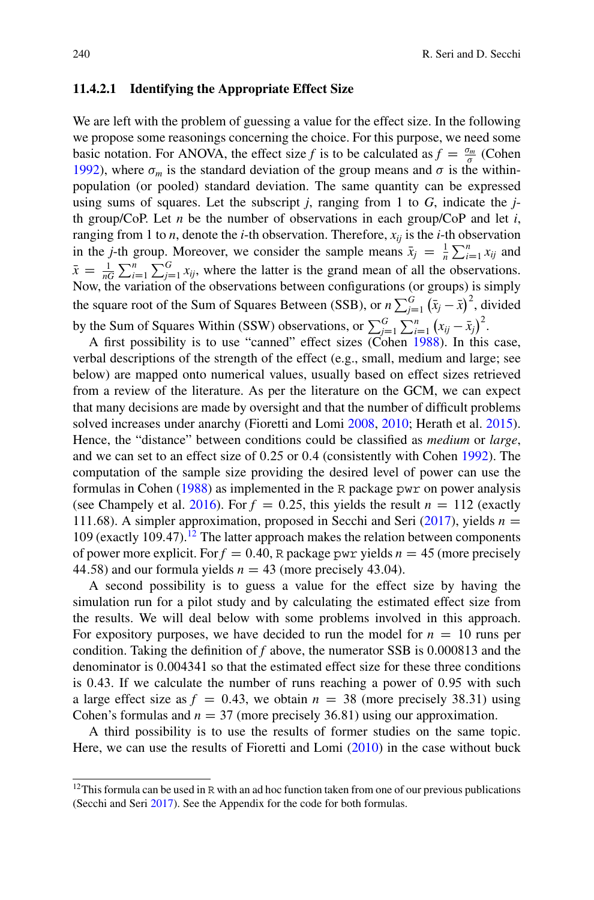#### 11.4.2.1 Identifying the Appropriate Effect Size

We are left with the problem of guessing a value for the effect size. In the following we propose some reasonings concerning the choice. For this purpose, we need some basic notation. For ANOVA, the effect size $f$ is to be calculated as $f = \frac{\sigma_m}{\sigma}$ (Cohen 1992), where $\sigma_m$ is the standard deviation of the group means and $\sigma$ is the within-population (or pooled) standard deviation. The same quantity can be expressed using sums of squares. Let the subscript $j$, ranging from 1 to $G$, indicate the $j$-th group/CoP. Let $n$ be the number of observations in each group/CoP and let $i$, ranging from 1 to $n$, denote the $i$-th observation. Therefore, $x_{ij}$ is the $i$-th observation in the $j$-th group. Moreover, we consider the sample means $\bar{x}_j = \frac{1}{n}\sum_{i=1}^{n} x_{ij}$ and $\bar{x} = \frac{1}{nG}\sum_{i=1}^{n}\sum_{j=1}^{G} x_{ij}$, where the latter is the grand mean of all the observations. Now, the variation of the observations between configurations (or groups) is simply the square root of the Sum of Squares Between (SSB), or $n\sum_{j=1}^{G}\left(\bar{x}_j - \bar{x}\right)^2$, divided by the Sum of Squares Within (SSW) observations, or $\sum_{j=1}^{G}\sum_{i=1}^{n}\left(x_{ij} - \bar{x}_j\right)^2$.

A first possibility is to use "canned" effect sizes (Cohen 1988). In this case, verbal descriptions of the strength of the effect (e.g., small, medium and large; see below) are mapped onto numerical values, usually based on effect sizes retrieved from a review of the literature. As per the literature on the GCM, we can expect that many decisions are made by oversight and that the number of difficult problems solved increases under anarchy (Fioretti and Lomi 2008, 2010; Herath et al. 2015). Hence, the "distance" between conditions could be classified as *medium* or *large*, and we can set to an effect size of 0.25 or 0.4 (consistently with Cohen 1992). The computation of the sample size providing the desired level of power can use the formulas in Cohen (1988) as implemented in the R package pwr on power analysis (see Champely et al. 2016). For $f = 0.25$, this yields the result $n = 112$ (exactly 111.68). A simpler approximation, proposed in Secchi and Seri (2017), yields $n = 109$ (exactly 109.47).[12] The latter approach makes the relation between components of power more explicit. For $f = 0.40$, R package pwr yields $n = 45$ (more precisely 44.58) and our formula yields $n = 43$ (more precisely 43.04).

A second possibility is to guess a value for the effect size by having the simulation run for a pilot study and by calculating the estimated effect size from the results. We will deal below with some problems involved in this approach. For expository purposes, we have decided to run the model for $n = 10$ runs per condition. Taking the definition of $f$ above, the numerator SSB is 0.000813 and the denominator is 0.004341 so that the estimated effect size for these three conditions is 0.43. If we calculate the number of runs reaching a power of 0.95 with such a large effect size as $f = 0.43$, we obtain $n = 38$ (more precisely 38.31) using Cohen's formulas and $n = 37$ (more precisely 36.81) using our approximation.

A third possibility is to use the results of former studies on the same topic. Here, we can use the results of Fioretti and Lomi (2010) in the case without buck

---

[12] This formula can be used in R with an ad hoc function taken from one of our previous publications (Secchi and Seri 2017). See the Appendix for the code for both formulas.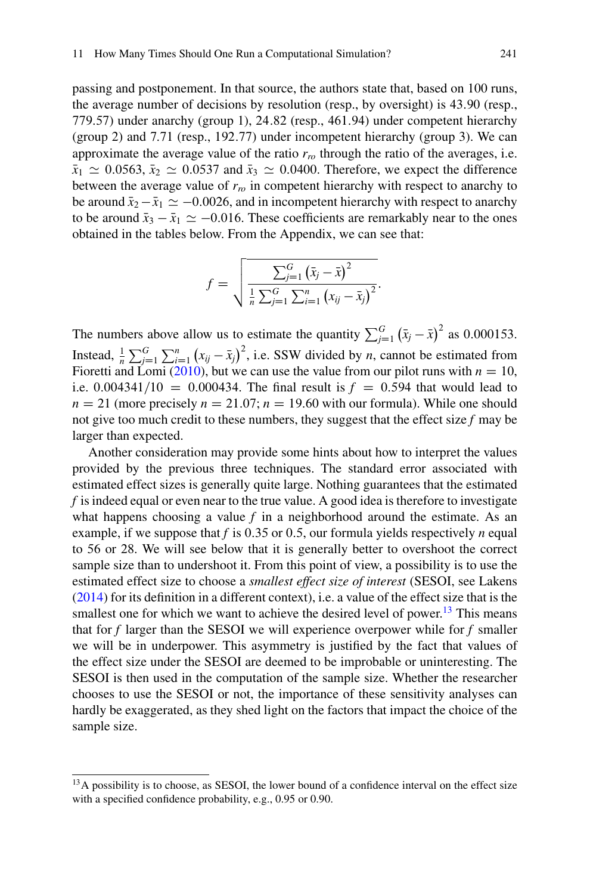passing and postponement. In that source, the authors state that, based on 100 runs, the average number of decisions by resolution (resp., by oversight) is 43.90 (resp., 779.57) under anarchy (group 1), 24.82 (resp., 461.94) under competent hierarchy (group 2) and 7.71 (resp., 192.77) under incompetent hierarchy (group 3). We can approximate the average value of the ratio $r_{ro}$ through the ratio of the averages, i.e. $\bar{x}_1 \simeq 0.0563$, $\bar{x}_2 \simeq 0.0537$ and $\bar{x}_3 \simeq 0.0400$. Therefore, we expect the difference between the average value of $r_{ro}$ in competent hierarchy with respect to anarchy to be around $\bar{x}_2 - \bar{x}_1 \simeq -0.0026$, and in incompetent hierarchy with respect to anarchy to be around $\bar{x}_3 - \bar{x}_1 \simeq -0.016$. These coefficients are remarkably near to the ones obtained in the tables below. From the Appendix, we can see that:

$$f = \sqrt{\frac{\sum_{j=1}^{G} \left(\bar{x}_j - \bar{x}\right)^2}{\frac{1}{n}\sum_{j=1}^{G}\sum_{i=1}^{n} \left(x_{ij} - \bar{x}_j\right)^2}}.$$

The numbers above allow us to estimate the quantity $\sum_{j=1}^{G} \left(\bar{x}_j - \bar{x}\right)^2$ as 0.000153. Instead, $\frac{1}{n}\sum_{j=1}^{G}\sum_{i=1}^{n} \left(x_{ij} - \bar{x}_j\right)^2$, i.e. SSW divided by $n$, cannot be estimated from Fioretti and Lomi (2010), but we can use the value from our pilot runs with $n = 10$, i.e. $0.004341/10 = 0.000434$. The final result is $f = 0.594$ that would lead to $n = 21$ (more precisely $n = 21.07$; $n = 19.60$ with our formula). While one should not give too much credit to these numbers, they suggest that the effect size $f$ may be larger than expected.

Another consideration may provide some hints about how to interpret the values provided by the previous three techniques. The standard error associated with estimated effect sizes is generally quite large. Nothing guarantees that the estimated $f$ is indeed equal or even near to the true value. A good idea is therefore to investigate what happens choosing a value $f$ in a neighborhood around the estimate. As an example, if we suppose that $f$ is 0.35 or 0.5, our formula yields respectively $n$ equal to 56 or 28. We will see below that it is generally better to overshoot the correct sample size than to undershoot it. From this point of view, a possibility is to use the estimated effect size to choose a *smallest effect size of interest* (SESOI, see Lakens (2014) for its definition in a different context), i.e. a value of the effect size that is the smallest one for which we want to achieve the desired level of power.[13] This means that for $f$ larger than the SESOI we will experience overpower while for $f$ smaller we will be in underpower. This asymmetry is justified by the fact that values of the effect size under the SESOI are deemed to be improbable or uninteresting. The SESOI is then used in the computation of the sample size. Whether the researcher chooses to use the SESOI or not, the importance of these sensitivity analyses can hardly be exaggerated, as they shed light on the factors that impact the choice of the sample size.

[13] A possibility is to choose, as SESOI, the lower bound of a confidence interval on the effect size with a specified confidence probability, e.g., 0.95 or 0.90.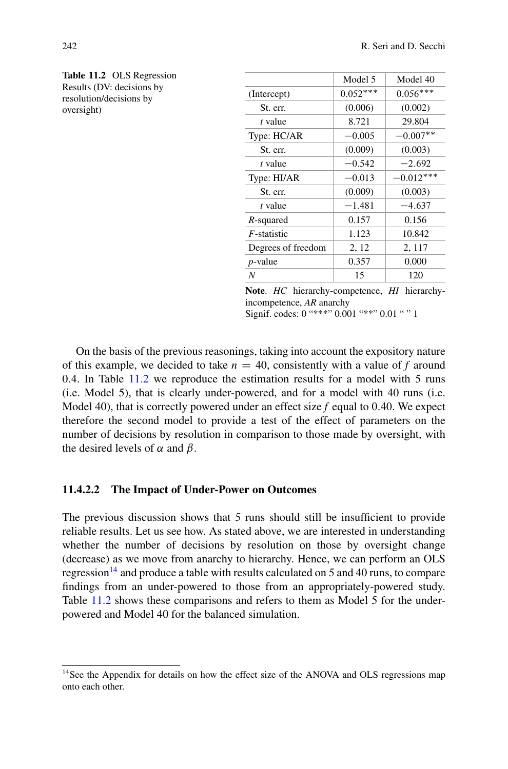**Table 11.2** OLS Regression Results (DV: decisions by resolution/decisions by oversight)

| | Model 5 | Model 40 |
|---|---|---|
| (Intercept) | 0.052*** | 0.056*** |
| St. err. | (0.006) | (0.002) |
| *t* value | 8.721 | 29.804 |
| Type: HC/AR | −0.005 | −0.007** |
| St. err. | (0.009) | (0.003) |
| *t* value | −0.542 | −2.692 |
| Type: HI/AR | −0.013 | −0.012*** |
| St. err. | (0.009) | (0.003) |
| *t* value | −1.481 | −4.637 |
| *R*-squared | 0.157 | 0.156 |
| *F*-statistic | 1.123 | 10.842 |
| Degrees of freedom | 2, 12 | 2, 117 |
| *p*-value | 0.357 | 0.000 |
| *N* | 15 | 120 |

**Note**. *HC* hierarchy-competence, *HI* hierarchy-incompetence, *AR* anarchy
Signif. codes: 0 "***" 0.001 "**" 0.01 " " 1

On the basis of the previous reasonings, taking into account the expository nature of this example, we decided to take $n = 40$, consistently with a value of $f$ around 0.4. In Table 11.2 we reproduce the estimation results for a model with 5 runs (i.e. Model 5), that is clearly under-powered, and for a model with 40 runs (i.e. Model 40), that is correctly powered under an effect size $f$ equal to 0.40. We expect therefore the second model to provide a test of the effect of parameters on the number of decisions by resolution in comparison to those made by oversight, with the desired levels of $\alpha$ and $\beta$.

#### 11.4.2.2 The Impact of Under-Power on Outcomes

The previous discussion shows that 5 runs should still be insufficient to provide reliable results. Let us see how. As stated above, we are interested in understanding whether the number of decisions by resolution on those by oversight change (decrease) as we move from anarchy to hierarchy. Hence, we can perform an OLS regression[14] and produce a table with results calculated on 5 and 40 runs, to compare findings from an under-powered to those from an appropriately-powered study. Table 11.2 shows these comparisons and refers to them as Model 5 for the under-powered and Model 40 for the balanced simulation.

[14] See the Appendix for details on how the effect size of the ANOVA and OLS regressions map onto each other.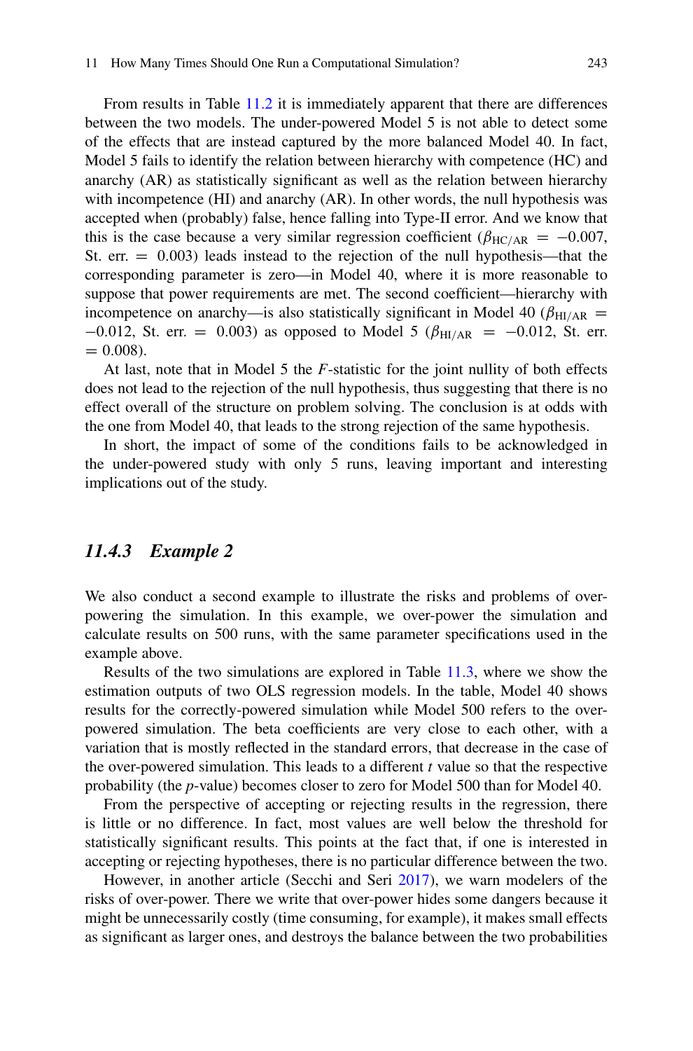From results in Table 11.2 it is immediately apparent that there are differences between the two models. The under-powered Model 5 is not able to detect some of the effects that are instead captured by the more balanced Model 40. In fact, Model 5 fails to identify the relation between hierarchy with competence (HC) and anarchy (AR) as statistically significant as well as the relation between hierarchy with incompetence (HI) and anarchy (AR). In other words, the null hypothesis was accepted when (probably) false, hence falling into Type-II error. And we know that this is the case because a very similar regression coefficient ($\beta_{HC/AR} = -0.007$, St. err. $= 0.003$) leads instead to the rejection of the null hypothesis—that the corresponding parameter is zero—in Model 40, where it is more reasonable to suppose that power requirements are met. The second coefficient—hierarchy with incompetence on anarchy—is also statistically significant in Model 40 ($\beta_{HI/AR} = -0.012$, St. err. $= 0.003$) as opposed to Model 5 ($\beta_{HI/AR} = -0.012$, St. err. $= 0.008$).

At last, note that in Model 5 the $F$-statistic for the joint nullity of both effects does not lead to the rejection of the null hypothesis, thus suggesting that there is no effect overall of the structure on problem solving. The conclusion is at odds with the one from Model 40, that leads to the strong rejection of the same hypothesis.

In short, the impact of some of the conditions fails to be acknowledged in the under-powered study with only 5 runs, leaving important and interesting implications out of the study.

### *11.4.3 Example 2*

We also conduct a second example to illustrate the risks and problems of over-powering the simulation. In this example, we over-power the simulation and calculate results on 500 runs, with the same parameter specifications used in the example above.

Results of the two simulations are explored in Table 11.3, where we show the estimation outputs of two OLS regression models. In the table, Model 40 shows results for the correctly-powered simulation while Model 500 refers to the over-powered simulation. The beta coefficients are very close to each other, with a variation that is mostly reflected in the standard errors, that decrease in the case of the over-powered simulation. This leads to a different $t$ value so that the respective probability (the $p$-value) becomes closer to zero for Model 500 than for Model 40.

From the perspective of accepting or rejecting results in the regression, there is little or no difference. In fact, most values are well below the threshold for statistically significant results. This points at the fact that, if one is interested in accepting or rejecting hypotheses, there is no particular difference between the two.

However, in another article (Secchi and Seri 2017), we warn modelers of the risks of over-power. There we write that over-power hides some dangers because it might be unnecessarily costly (time consuming, for example), it makes small effects as significant as larger ones, and destroys the balance between the two probabilities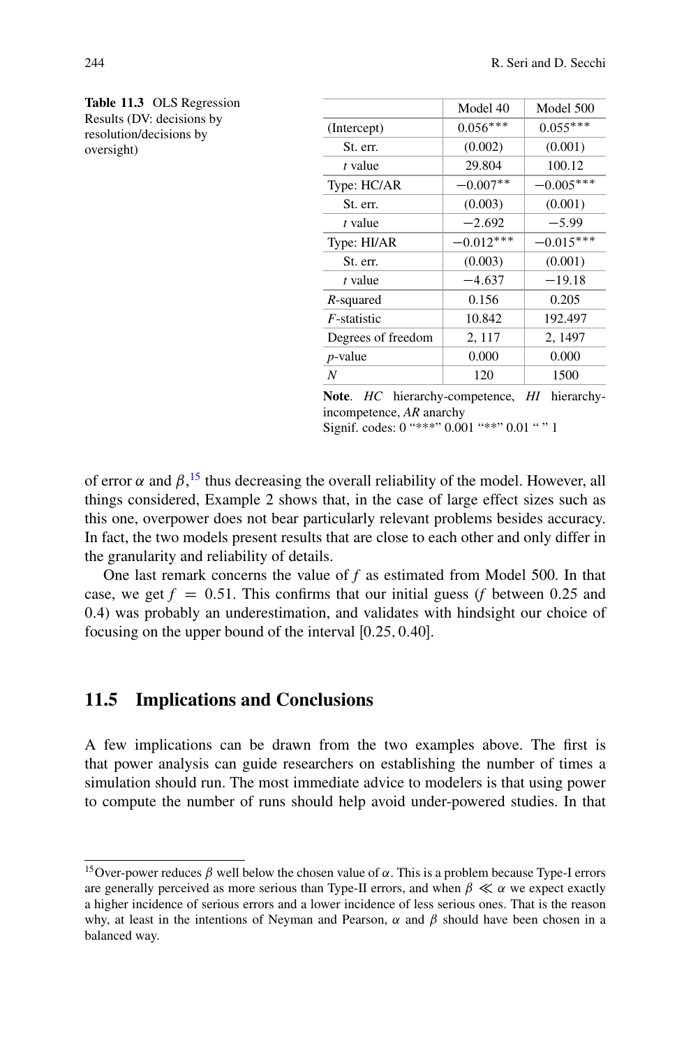**Table 11.3** OLS Regression Results (DV: decisions by resolution/decisions by oversight)

| | Model 40 | Model 500 |
|---|---|---|
| (Intercept) | $0.056^{***}$ | $0.055^{***}$ |
| St. err. | (0.002) | (0.001) |
| *t* value | 29.804 | 100.12 |
| Type: HC/AR | $-0.007^{**}$ | $-0.005^{***}$ |
| St. err. | (0.003) | (0.001) |
| *t* value | −2.692 | −5.99 |
| Type: HI/AR | $-0.012^{***}$ | $-0.015^{***}$ |
| St. err. | (0.003) | (0.001) |
| *t* value | −4.637 | −19.18 |
| *R*-squared | 0.156 | 0.205 |
| *F*-statistic | 10.842 | 192.497 |
| Degrees of freedom | 2, 117 | 2, 1497 |
| *p*-value | 0.000 | 0.000 |
| *N* | 120 | 1500 |

**Note**. *HC* hierarchy-competence, *HI* hierarchy-incompetence, *AR* anarchy
Signif. codes: 0 "***" 0.001 "**" 0.01 " " 1

of error $\alpha$ and $\beta$,[15] thus decreasing the overall reliability of the model. However, all things considered, Example 2 shows that, in the case of large effect sizes such as this one, overpower does not bear particularly relevant problems besides accuracy. In fact, the two models present results that are close to each other and only differ in the granularity and reliability of details.

One last remark concerns the value of $f$ as estimated from Model 500. In that case, we get $f = 0.51$. This confirms that our initial guess ($f$ between 0.25 and 0.4) was probably an underestimation, and validates with hindsight our choice of focusing on the upper bound of the interval $[0.25, 0.40]$.

## 11.5 Implications and Conclusions

A few implications can be drawn from the two examples above. The first is that power analysis can guide researchers on establishing the number of times a simulation should run. The most immediate advice to modelers is that using power to compute the number of runs should help avoid under-powered studies. In that

[15] Over-power reduces $\beta$ well below the chosen value of $\alpha$. This is a problem because Type-I errors are generally perceived as more serious than Type-II errors, and when $\beta \ll \alpha$ we expect exactly a higher incidence of serious errors and a lower incidence of less serious ones. That is the reason why, at least in the intentions of Neyman and Pearson, $\alpha$ and $\beta$ should have been chosen in a balanced way.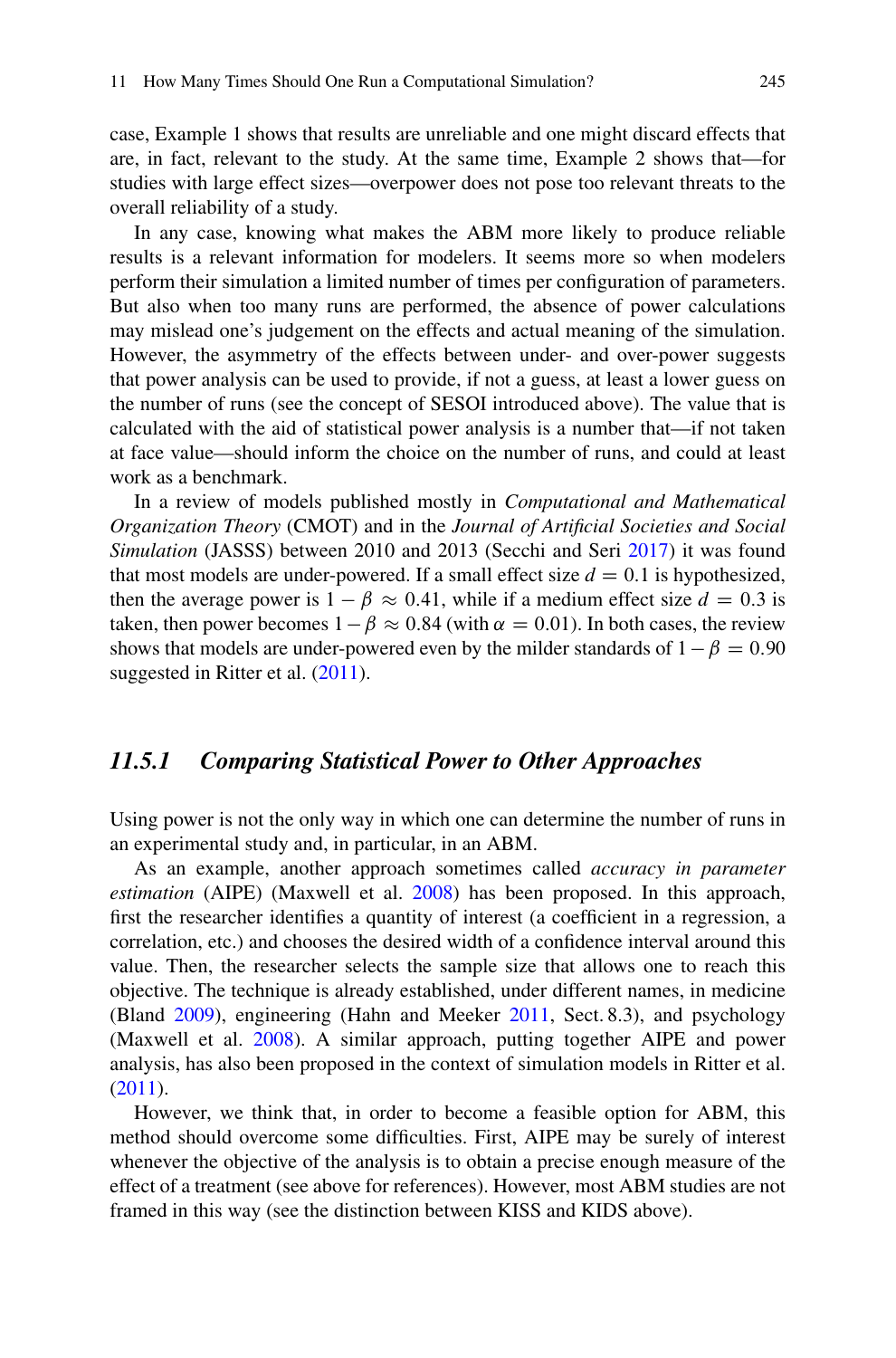case, Example 1 shows that results are unreliable and one might discard effects that are, in fact, relevant to the study. At the same time, Example 2 shows that—for studies with large effect sizes—overpower does not pose too relevant threats to the overall reliability of a study.

In any case, knowing what makes the ABM more likely to produce reliable results is a relevant information for modelers. It seems more so when modelers perform their simulation a limited number of times per configuration of parameters. But also when too many runs are performed, the absence of power calculations may mislead one's judgement on the effects and actual meaning of the simulation. However, the asymmetry of the effects between under- and over-power suggests that power analysis can be used to provide, if not a guess, at least a lower guess on the number of runs (see the concept of SESOI introduced above). The value that is calculated with the aid of statistical power analysis is a number that—if not taken at face value—should inform the choice on the number of runs, and could at least work as a benchmark.

In a review of models published mostly in *Computational and Mathematical Organization Theory* (CMOT) and in the *Journal of Artificial Societies and Social Simulation* (JASSS) between 2010 and 2013 (Secchi and Seri 2017) it was found that most models are under-powered. If a small effect size $d = 0.1$ is hypothesized, then the average power is $1 - \beta \approx 0.41$, while if a medium effect size $d = 0.3$ is taken, then power becomes $1 - \beta \approx 0.84$ (with $\alpha = 0.01$). In both cases, the review shows that models are under-powered even by the milder standards of $1 - \beta = 0.90$ suggested in Ritter et al. (2011).

### *11.5.1 Comparing Statistical Power to Other Approaches*

Using power is not the only way in which one can determine the number of runs in an experimental study and, in particular, in an ABM.

As an example, another approach sometimes called *accuracy in parameter estimation* (AIPE) (Maxwell et al. 2008) has been proposed. In this approach, first the researcher identifies a quantity of interest (a coefficient in a regression, a correlation, etc.) and chooses the desired width of a confidence interval around this value. Then, the researcher selects the sample size that allows one to reach this objective. The technique is already established, under different names, in medicine (Bland 2009), engineering (Hahn and Meeker 2011, Sect. 8.3), and psychology (Maxwell et al. 2008). A similar approach, putting together AIPE and power analysis, has also been proposed in the context of simulation models in Ritter et al. (2011).

However, we think that, in order to become a feasible option for ABM, this method should overcome some difficulties. First, AIPE may be surely of interest whenever the objective of the analysis is to obtain a precise enough measure of the effect of a treatment (see above for references). However, most ABM studies are not framed in this way (see the distinction between KISS and KIDS above).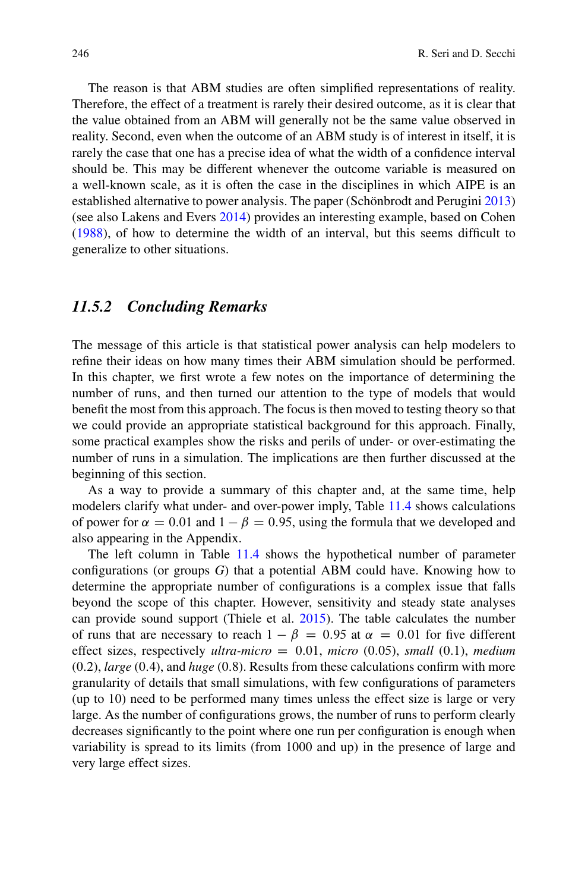The reason is that ABM studies are often simplified representations of reality. Therefore, the effect of a treatment is rarely their desired outcome, as it is clear that the value obtained from an ABM will generally not be the same value observed in reality. Second, even when the outcome of an ABM study is of interest in itself, it is rarely the case that one has a precise idea of what the width of a confidence interval should be. This may be different whenever the outcome variable is measured on a well-known scale, as it is often the case in the disciplines in which AIPE is an established alternative to power analysis. The paper (Schönbrodt and Perugini 2013) (see also Lakens and Evers 2014) provides an interesting example, based on Cohen (1988), of how to determine the width of an interval, but this seems difficult to generalize to other situations.

### *11.5.2 Concluding Remarks*

The message of this article is that statistical power analysis can help modelers to refine their ideas on how many times their ABM simulation should be performed. In this chapter, we first wrote a few notes on the importance of determining the number of runs, and then turned our attention to the type of models that would benefit the most from this approach. The focus is then moved to testing theory so that we could provide an appropriate statistical background for this approach. Finally, some practical examples show the risks and perils of under- or over-estimating the number of runs in a simulation. The implications are then further discussed at the beginning of this section.

As a way to provide a summary of this chapter and, at the same time, help modelers clarify what under- and over-power imply, Table 11.4 shows calculations of power for $\alpha = 0.01$ and $1 - \beta = 0.95$, using the formula that we developed and also appearing in the Appendix.

The left column in Table 11.4 shows the hypothetical number of parameter configurations (or groups $G$) that a potential ABM could have. Knowing how to determine the appropriate number of configurations is a complex issue that falls beyond the scope of this chapter. However, sensitivity and steady state analyses can provide sound support (Thiele et al. 2015). The table calculates the number of runs that are necessary to reach $1 - \beta = 0.95$ at $\alpha = 0.01$ for five different effect sizes, respectively *ultra-micro* = 0.01, *micro* (0.05), *small* (0.1), *medium* (0.2), *large* (0.4), and *huge* (0.8). Results from these calculations confirm with more granularity of details that small simulations, with few configurations of parameters (up to 10) need to be performed many times unless the effect size is large or very large. As the number of configurations grows, the number of runs to perform clearly decreases significantly to the point where one run per configuration is enough when variability is spread to its limits (from 1000 and up) in the presence of large and very large effect sizes.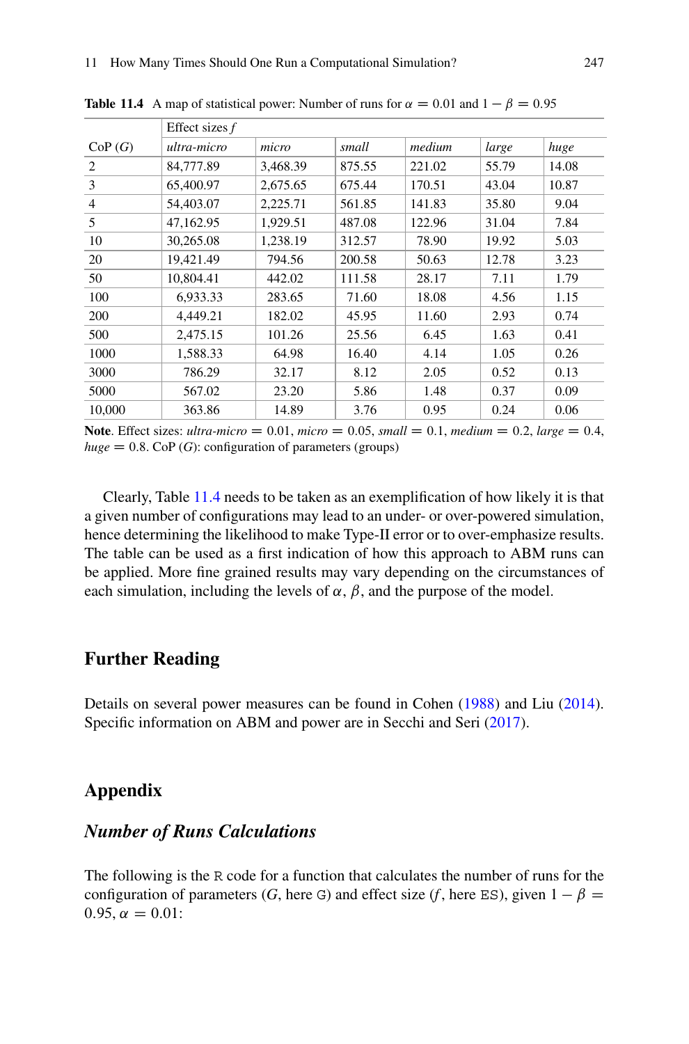**Table 11.4** A map of statistical power: Number of runs for $\alpha = 0.01$ and $1 - \beta = 0.95$

| | Effect sizes $f$ | | | | | |
|---|---|---|---|---|---|---|
| CoP ($G$) | *ultra-micro* | *micro* | *small* | *medium* | *large* | *huge* |
| 2 | 84,777.89 | 3,468.39 | 875.55 | 221.02 | 55.79 | 14.08 |
| 3 | 65,400.97 | 2,675.65 | 675.44 | 170.51 | 43.04 | 10.87 |
| 4 | 54,403.07 | 2,225.71 | 561.85 | 141.83 | 35.80 | 9.04 |
| 5 | 47,162.95 | 1,929.51 | 487.08 | 122.96 | 31.04 | 7.84 |
| 10 | 30,265.08 | 1,238.19 | 312.57 | 78.90 | 19.92 | 5.03 |
| 20 | 19,421.49 | 794.56 | 200.58 | 50.63 | 12.78 | 3.23 |
| 50 | 10,804.41 | 442.02 | 111.58 | 28.17 | 7.11 | 1.79 |
| 100 | 6,933.33 | 283.65 | 71.60 | 18.08 | 4.56 | 1.15 |
| 200 | 4,449.21 | 182.02 | 45.95 | 11.60 | 2.93 | 0.74 |
| 500 | 2,475.15 | 101.26 | 25.56 | 6.45 | 1.63 | 0.41 |
| 1000 | 1,588.33 | 64.98 | 16.40 | 4.14 | 1.05 | 0.26 |
| 3000 | 786.29 | 32.17 | 8.12 | 2.05 | 0.52 | 0.13 |
| 5000 | 567.02 | 23.20 | 5.86 | 1.48 | 0.37 | 0.09 |
| 10,000 | 363.86 | 14.89 | 3.76 | 0.95 | 0.24 | 0.06 |

**Note**. Effect sizes: *ultra-micro* = 0.01, *micro* = 0.05, *small* = 0.1, *medium* = 0.2, *large* = 0.4, *huge* = 0.8. CoP ($G$): configuration of parameters (groups)

Clearly, Table 11.4 needs to be taken as an exemplification of how likely it is that a given number of configurations may lead to an under- or over-powered simulation, hence determining the likelihood to make Type-II error or to over-emphasize results. The table can be used as a first indication of how this approach to ABM runs can be applied. More fine grained results may vary depending on the circumstances of each simulation, including the levels of $\alpha$, $\beta$, and the purpose of the model.

## Further Reading

Details on several power measures can be found in Cohen (1988) and Liu (2014). Specific information on ABM and power are in Secchi and Seri (2017).

## Appendix

### *Number of Runs Calculations*

The following is the R code for a function that calculates the number of runs for the configuration of parameters ($G$, here G) and effect size ($f$, here ES), given $1 - \beta = 0.95$, $\alpha = 0.01$: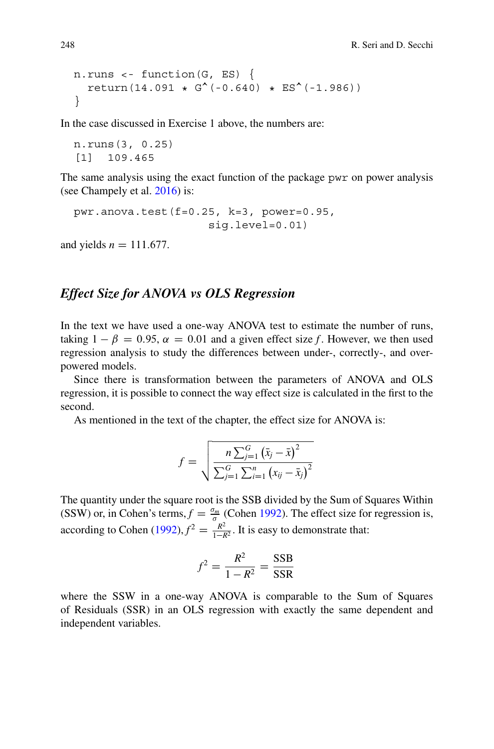```
n.runs <- function(G, ES) {
  return(14.091 * G^(-0.640) * ES^(-1.986))
}
```

In the case discussed in Exercise 1 above, the numbers are:

```
n.runs(3, 0.25)
[1]  109.465
```

The same analysis using the exact function of the package pwr on power analysis (see Champely et al. 2016) is:

```
pwr.anova.test(f=0.25, k=3, power=0.95,
                    sig.level=0.01)
```

and yields $n = 111.677$.

### *Effect Size for ANOVA vs OLS Regression*

In the text we have used a one-way ANOVA test to estimate the number of runs, taking $1 - \beta = 0.95$, $\alpha = 0.01$ and a given effect size $f$. However, we then used regression analysis to study the differences between under-, correctly-, and over-powered models.

Since there is transformation between the parameters of ANOVA and OLS regression, it is possible to connect the way effect size is calculated in the first to the second.

As mentioned in the text of the chapter, the effect size for ANOVA is:

$$f = \sqrt{\frac{n \sum_{j=1}^{G} \left(\bar{x}_j - \bar{x}\right)^2}{\sum_{j=1}^{G} \sum_{i=1}^{n} \left(x_{ij} - \bar{x}_j\right)^2}}$$

The quantity under the square root is the SSB divided by the Sum of Squares Within (SSW) or, in Cohen's terms, $f = \frac{\sigma_m}{\sigma}$ (Cohen 1992). The effect size for regression is, according to Cohen (1992), $f^2 = \frac{R^2}{1-R^2}$. It is easy to demonstrate that:

$$f^2 = \frac{R^2}{1 - R^2} = \frac{\text{SSB}}{\text{SSR}}$$

where the SSW in a one-way ANOVA is comparable to the Sum of Squares of Residuals (SSR) in an OLS regression with exactly the same dependent and independent variables.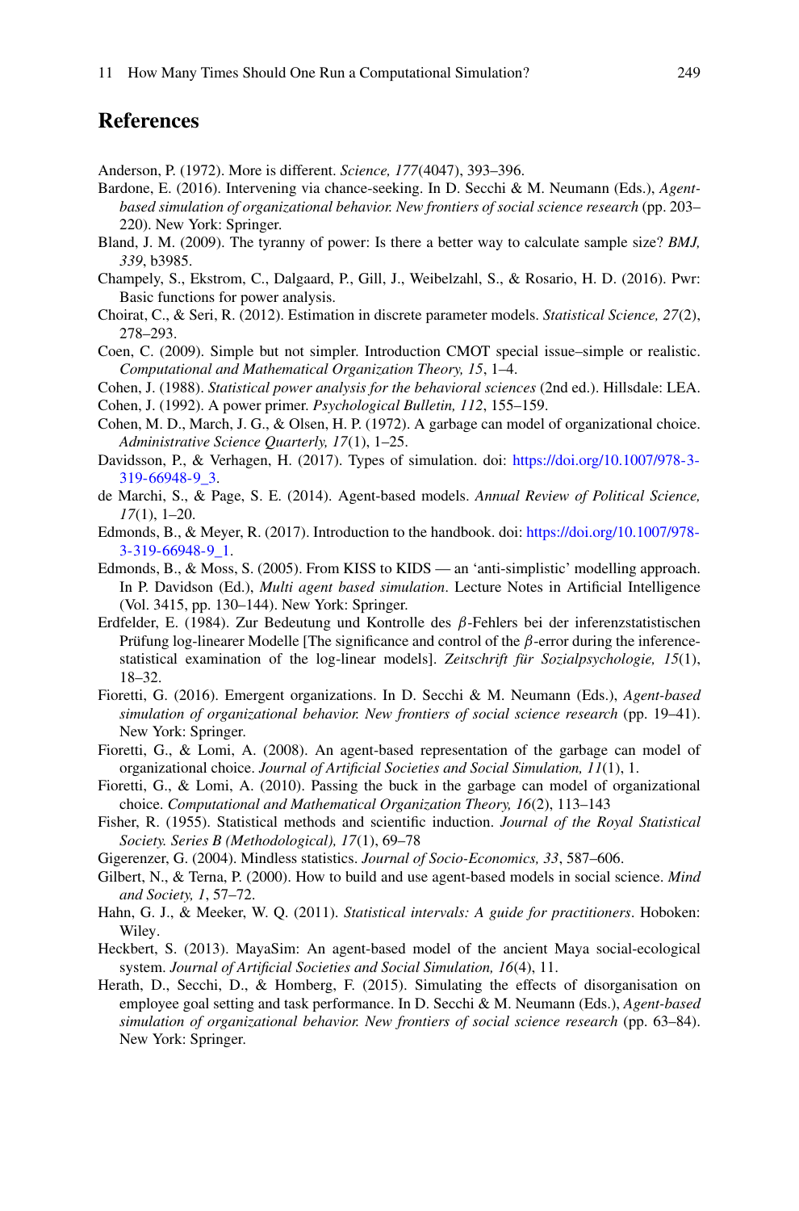## References

Anderson, P. (1972). More is different. *Science, 177*(4047), 393–396.

Bardone, E. (2016). Intervening via chance-seeking. In D. Secchi & M. Neumann (Eds.), *Agent-based simulation of organizational behavior. New frontiers of social science research* (pp. 203–220). New York: Springer.

Bland, J. M. (2009). The tyranny of power: Is there a better way to calculate sample size? *BMJ, 339*, b3985.

Champely, S., Ekstrom, C., Dalgaard, P., Gill, J., Weibelzahl, S., & Rosario, H. D. (2016). Pwr: Basic functions for power analysis.

Choirat, C., & Seri, R. (2012). Estimation in discrete parameter models. *Statistical Science, 27*(2), 278–293.

Coen, C. (2009). Simple but not simpler. Introduction CMOT special issue–simple or realistic. *Computational and Mathematical Organization Theory, 15*, 1–4.

Cohen, J. (1988). *Statistical power analysis for the behavioral sciences* (2nd ed.). Hillsdale: LEA.

Cohen, J. (1992). A power primer. *Psychological Bulletin, 112*, 155–159.

Cohen, M. D., March, J. G., & Olsen, H. P. (1972). A garbage can model of organizational choice. *Administrative Science Quarterly, 17*(1), 1–25.

Davidsson, P., & Verhagen, H. (2017). Types of simulation. doi: https://doi.org/10.1007/978-3-319-66948-9_3.

de Marchi, S., & Page, S. E. (2014). Agent-based models. *Annual Review of Political Science, 17*(1), 1–20.

Edmonds, B., & Meyer, R. (2017). Introduction to the handbook. doi: https://doi.org/10.1007/978-3-319-66948-9_1.

Edmonds, B., & Moss, S. (2005). From KISS to KIDS — an 'anti-simplistic' modelling approach. In P. Davidson (Ed.), *Multi agent based simulation*. Lecture Notes in Artificial Intelligence (Vol. 3415, pp. 130–144). New York: Springer.

Erdfelder, E. (1984). Zur Bedeutung und Kontrolle des $\beta$-Fehlers bei der inferenzstatistischen Prüfung log-linearer Modelle [The significance and control of the $\beta$-error during the inference-statistical examination of the log-linear models]. *Zeitschrift für Sozialpsychologie, 15*(1), 18–32.

Fioretti, G. (2016). Emergent organizations. In D. Secchi & M. Neumann (Eds.), *Agent-based simulation of organizational behavior. New frontiers of social science research* (pp. 19–41). New York: Springer.

Fioretti, G., & Lomi, A. (2008). An agent-based representation of the garbage can model of organizational choice. *Journal of Artificial Societies and Social Simulation, 11*(1), 1.

Fioretti, G., & Lomi, A. (2010). Passing the buck in the garbage can model of organizational choice. *Computational and Mathematical Organization Theory, 16*(2), 113–143

Fisher, R. (1955). Statistical methods and scientific induction. *Journal of the Royal Statistical Society. Series B (Methodological), 17*(1), 69–78

Gigerenzer, G. (2004). Mindless statistics. *Journal of Socio-Economics, 33*, 587–606.

Gilbert, N., & Terna, P. (2000). How to build and use agent-based models in social science. *Mind and Society, 1*, 57–72.

Hahn, G. J., & Meeker, W. Q. (2011). *Statistical intervals: A guide for practitioners*. Hoboken: Wiley.

Heckbert, S. (2013). MayaSim: An agent-based model of the ancient Maya social-ecological system. *Journal of Artificial Societies and Social Simulation, 16*(4), 11.

Herath, D., Secchi, D., & Homberg, F. (2015). Simulating the effects of disorganisation on employee goal setting and task performance. In D. Secchi & M. Neumann (Eds.), *Agent-based simulation of organizational behavior. New frontiers of social science research* (pp. 63–84). New York: Springer.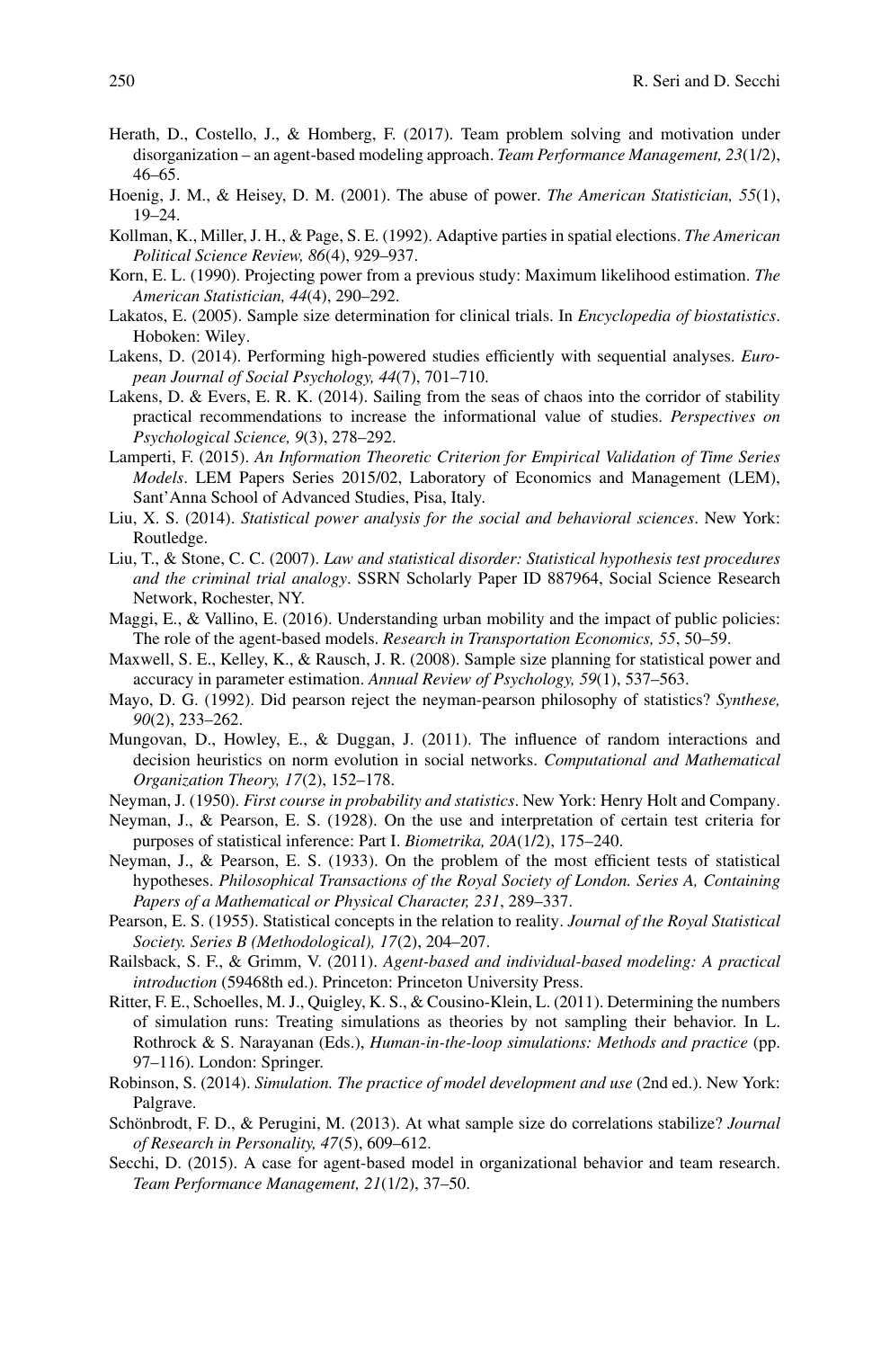Herath, D., Costello, J., & Homberg, F. (2017). Team problem solving and motivation under disorganization – an agent-based modeling approach. *Team Performance Management, 23*(1/2), 46–65.

Hoenig, J. M., & Heisey, D. M. (2001). The abuse of power. *The American Statistician, 55*(1), 19–24.

Kollman, K., Miller, J. H., & Page, S. E. (1992). Adaptive parties in spatial elections. *The American Political Science Review, 86*(4), 929–937.

Korn, E. L. (1990). Projecting power from a previous study: Maximum likelihood estimation. *The American Statistician, 44*(4), 290–292.

Lakatos, E. (2005). Sample size determination for clinical trials. In *Encyclopedia of biostatistics*. Hoboken: Wiley.

Lakens, D. (2014). Performing high-powered studies efficiently with sequential analyses. *European Journal of Social Psychology, 44*(7), 701–710.

Lakens, D. & Evers, E. R. K. (2014). Sailing from the seas of chaos into the corridor of stability practical recommendations to increase the informational value of studies. *Perspectives on Psychological Science, 9*(3), 278–292.

Lamperti, F. (2015). *An Information Theoretic Criterion for Empirical Validation of Time Series Models*. LEM Papers Series 2015/02, Laboratory of Economics and Management (LEM), Sant'Anna School of Advanced Studies, Pisa, Italy.

Liu, X. S. (2014). *Statistical power analysis for the social and behavioral sciences*. New York: Routledge.

Liu, T., & Stone, C. C. (2007). *Law and statistical disorder: Statistical hypothesis test procedures and the criminal trial analogy*. SSRN Scholarly Paper ID 887964, Social Science Research Network, Rochester, NY.

Maggi, E., & Vallino, E. (2016). Understanding urban mobility and the impact of public policies: The role of the agent-based models. *Research in Transportation Economics, 55*, 50–59.

Maxwell, S. E., Kelley, K., & Rausch, J. R. (2008). Sample size planning for statistical power and accuracy in parameter estimation. *Annual Review of Psychology, 59*(1), 537–563.

Mayo, D. G. (1992). Did pearson reject the neyman-pearson philosophy of statistics? *Synthese, 90*(2), 233–262.

Mungovan, D., Howley, E., & Duggan, J. (2011). The influence of random interactions and decision heuristics on norm evolution in social networks. *Computational and Mathematical Organization Theory, 17*(2), 152–178.

Neyman, J. (1950). *First course in probability and statistics*. New York: Henry Holt and Company.

Neyman, J., & Pearson, E. S. (1928). On the use and interpretation of certain test criteria for purposes of statistical inference: Part I. *Biometrika, 20A*(1/2), 175–240.

Neyman, J., & Pearson, E. S. (1933). On the problem of the most efficient tests of statistical hypotheses. *Philosophical Transactions of the Royal Society of London. Series A, Containing Papers of a Mathematical or Physical Character, 231*, 289–337.

Pearson, E. S. (1955). Statistical concepts in the relation to reality. *Journal of the Royal Statistical Society. Series B (Methodological), 17*(2), 204–207.

Railsback, S. F., & Grimm, V. (2011). *Agent-based and individual-based modeling: A practical introduction* (59468th ed.). Princeton: Princeton University Press.

Ritter, F. E., Schoelles, M. J., Quigley, K. S., & Cousino-Klein, L. (2011). Determining the numbers of simulation runs: Treating simulations as theories by not sampling their behavior. In L. Rothrock & S. Narayanan (Eds.), *Human-in-the-loop simulations: Methods and practice* (pp. 97–116). London: Springer.

Robinson, S. (2014). *Simulation. The practice of model development and use* (2nd ed.). New York: Palgrave.

Schönbrodt, F. D., & Perugini, M. (2013). At what sample size do correlations stabilize? *Journal of Research in Personality, 47*(5), 609–612.

Secchi, D. (2015). A case for agent-based model in organizational behavior and team research. *Team Performance Management, 21*(1/2), 37–50.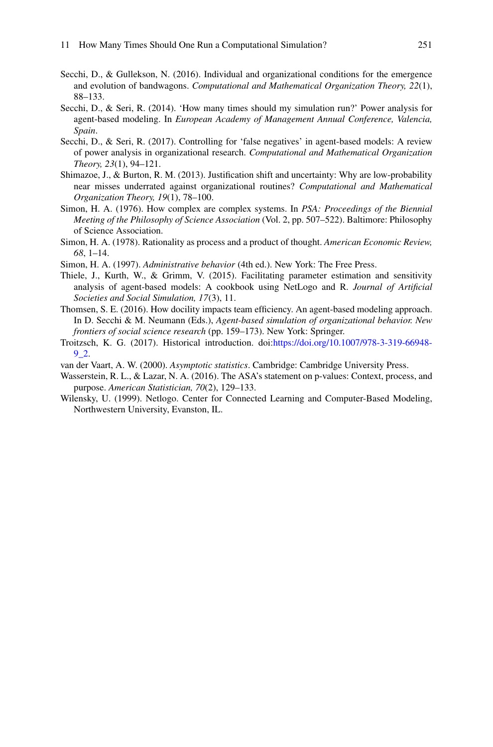Secchi, D., & Gullekson, N. (2016). Individual and organizational conditions for the emergence and evolution of bandwagons. *Computational and Mathematical Organization Theory, 22*(1), 88–133.

Secchi, D., & Seri, R. (2014). 'How many times should my simulation run?' Power analysis for agent-based modeling. In *European Academy of Management Annual Conference, Valencia, Spain*.

Secchi, D., & Seri, R. (2017). Controlling for 'false negatives' in agent-based models: A review of power analysis in organizational research. *Computational and Mathematical Organization Theory, 23*(1), 94–121.

Shimazoe, J., & Burton, R. M. (2013). Justification shift and uncertainty: Why are low-probability near misses underrated against organizational routines? *Computational and Mathematical Organization Theory, 19*(1), 78–100.

Simon, H. A. (1976). How complex are complex systems. In *PSA: Proceedings of the Biennial Meeting of the Philosophy of Science Association* (Vol. 2, pp. 507–522). Baltimore: Philosophy of Science Association.

Simon, H. A. (1978). Rationality as process and a product of thought. *American Economic Review, 68*, 1–14.

Simon, H. A. (1997). *Administrative behavior* (4th ed.). New York: The Free Press.

Thiele, J., Kurth, W., & Grimm, V. (2015). Facilitating parameter estimation and sensitivity analysis of agent-based models: A cookbook using NetLogo and R. *Journal of Artificial Societies and Social Simulation, 17*(3), 11.

Thomsen, S. E. (2016). How docility impacts team efficiency. An agent-based modeling approach. In D. Secchi & M. Neumann (Eds.), *Agent-based simulation of organizational behavior. New frontiers of social science research* (pp. 159–173). New York: Springer.

Troitzsch, K. G. (2017). Historical introduction. doi:https://doi.org/10.1007/978-3-319-66948-9_2.

van der Vaart, A. W. (2000). *Asymptotic statistics*. Cambridge: Cambridge University Press.

Wasserstein, R. L., & Lazar, N. A. (2016). The ASA's statement on p-values: Context, process, and purpose. *American Statistician, 70*(2), 129–133.

Wilensky, U. (1999). Netlogo. Center for Connected Learning and Computer-Based Modeling, Northwestern University, Evanston, IL.